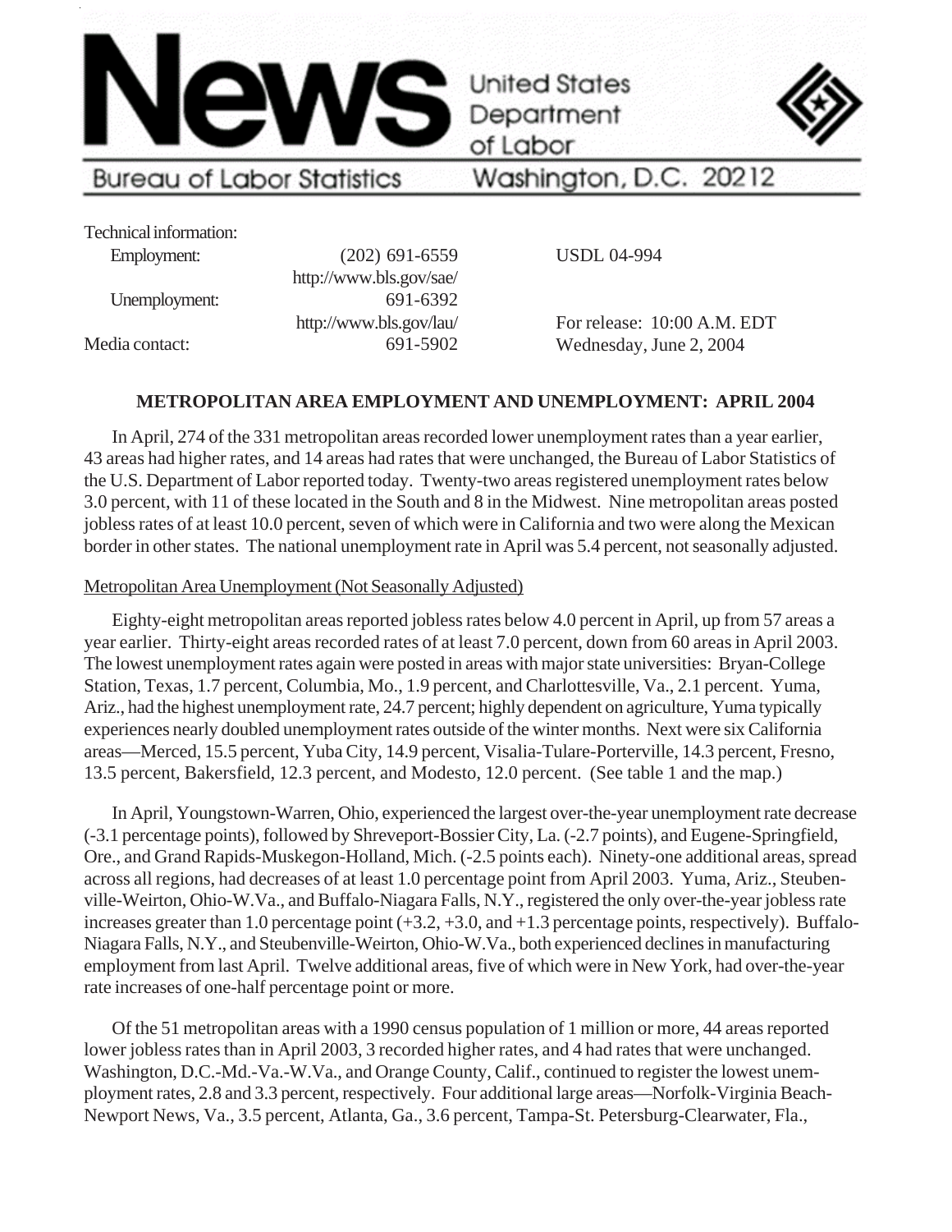# News

United States Department of Labor

Bureau of Labor Statistics Washington, D.C. 20212

| | | |
|---|---|---|
| Technical information: | | |
| Employment: | (202) 691-6559 | USDL 04-994 |
| | http://www.bls.gov/sae/ | |
| Unemployment: | 691-6392 | |
| | http://www.bls.gov/lau/ | For release: 10:00 A.M. EDT |
| Media contact: | 691-5902 | Wednesday, June 2, 2004 |

## METROPOLITAN AREA EMPLOYMENT AND UNEMPLOYMENT: APRIL 2004

In April, 274 of the 331 metropolitan areas recorded lower unemployment rates than a year earlier, 43 areas had higher rates, and 14 areas had rates that were unchanged, the Bureau of Labor Statistics of the U.S. Department of Labor reported today. Twenty-two areas registered unemployment rates below 3.0 percent, with 11 of these located in the South and 8 in the Midwest. Nine metropolitan areas posted jobless rates of at least 10.0 percent, seven of which were in California and two were along the Mexican border in other states. The national unemployment rate in April was 5.4 percent, not seasonally adjusted.

### Metropolitan Area Unemployment (Not Seasonally Adjusted)

Eighty-eight metropolitan areas reported jobless rates below 4.0 percent in April, up from 57 areas a year earlier. Thirty-eight areas recorded rates of at least 7.0 percent, down from 60 areas in April 2003. The lowest unemployment rates again were posted in areas with major state universities: Bryan-College Station, Texas, 1.7 percent, Columbia, Mo., 1.9 percent, and Charlottesville, Va., 2.1 percent. Yuma, Ariz., had the highest unemployment rate, 24.7 percent; highly dependent on agriculture, Yuma typically experiences nearly doubled unemployment rates outside of the winter months. Next were six California areas—Merced, 15.5 percent, Yuba City, 14.9 percent, Visalia-Tulare-Porterville, 14.3 percent, Fresno, 13.5 percent, Bakersfield, 12.3 percent, and Modesto, 12.0 percent. (See table 1 and the map.)

In April, Youngstown-Warren, Ohio, experienced the largest over-the-year unemployment rate decrease (-3.1 percentage points), followed by Shreveport-Bossier City, La. (-2.7 points), and Eugene-Springfield, Ore., and Grand Rapids-Muskegon-Holland, Mich. (-2.5 points each). Ninety-one additional areas, spread across all regions, had decreases of at least 1.0 percentage point from April 2003. Yuma, Ariz., Steubenville-Weirton, Ohio-W.Va., and Buffalo-Niagara Falls, N.Y., registered the only over-the-year jobless rate increases greater than 1.0 percentage point (+3.2, +3.0, and +1.3 percentage points, respectively). Buffalo-Niagara Falls, N.Y., and Steubenville-Weirton, Ohio-W.Va., both experienced declines in manufacturing employment from last April. Twelve additional areas, five of which were in New York, had over-the-year rate increases of one-half percentage point or more.

Of the 51 metropolitan areas with a 1990 census population of 1 million or more, 44 areas reported lower jobless rates than in April 2003, 3 recorded higher rates, and 4 had rates that were unchanged. Washington, D.C.-Md.-Va.-W.Va., and Orange County, Calif., continued to register the lowest unemployment rates, 2.8 and 3.3 percent, respectively. Four additional large areas—Norfolk-Virginia Beach-Newport News, Va., 3.5 percent, Atlanta, Ga., 3.6 percent, Tampa-St. Petersburg-Clearwater, Fla.,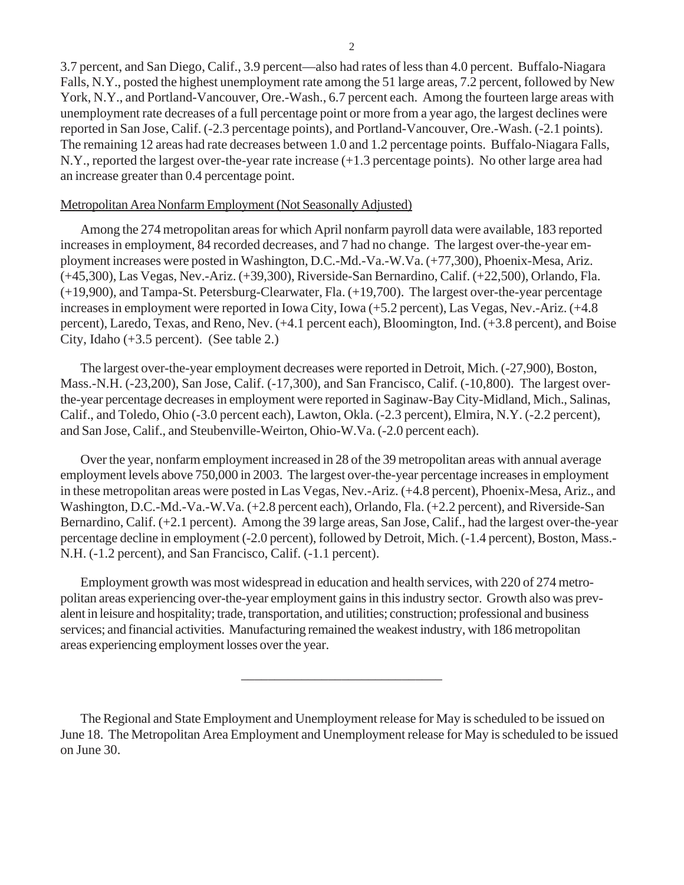3.7 percent, and San Diego, Calif., 3.9 percent—also had rates of less than 4.0 percent. Buffalo-Niagara Falls, N.Y., posted the highest unemployment rate among the 51 large areas, 7.2 percent, followed by New York, N.Y., and Portland-Vancouver, Ore.-Wash., 6.7 percent each. Among the fourteen large areas with unemployment rate decreases of a full percentage point or more from a year ago, the largest declines were reported in San Jose, Calif. (-2.3 percentage points), and Portland-Vancouver, Ore.-Wash. (-2.1 points). The remaining 12 areas had rate decreases between 1.0 and 1.2 percentage points. Buffalo-Niagara Falls, N.Y., reported the largest over-the-year rate increase (+1.3 percentage points). No other large area had an increase greater than 0.4 percentage point.

## Metropolitan Area Nonfarm Employment (Not Seasonally Adjusted)

Among the 274 metropolitan areas for which April nonfarm payroll data were available, 183 reported increases in employment, 84 recorded decreases, and 7 had no change. The largest over-the-year employment increases were posted in Washington, D.C.-Md.-Va.-W.Va. (+77,300), Phoenix-Mesa, Ariz. (+45,300), Las Vegas, Nev.-Ariz. (+39,300), Riverside-San Bernardino, Calif. (+22,500), Orlando, Fla. (+19,900), and Tampa-St. Petersburg-Clearwater, Fla. (+19,700). The largest over-the-year percentage increases in employment were reported in Iowa City, Iowa (+5.2 percent), Las Vegas, Nev.-Ariz. (+4.8 percent), Laredo, Texas, and Reno, Nev. (+4.1 percent each), Bloomington, Ind. (+3.8 percent), and Boise City, Idaho (+3.5 percent). (See table 2.)

The largest over-the-year employment decreases were reported in Detroit, Mich. (-27,900), Boston, Mass.-N.H. (-23,200), San Jose, Calif. (-17,300), and San Francisco, Calif. (-10,800). The largest over-the-year percentage decreases in employment were reported in Saginaw-Bay City-Midland, Mich., Salinas, Calif., and Toledo, Ohio (-3.0 percent each), Lawton, Okla. (-2.3 percent), Elmira, N.Y. (-2.2 percent), and San Jose, Calif., and Steubenville-Weirton, Ohio-W.Va. (-2.0 percent each).

Over the year, nonfarm employment increased in 28 of the 39 metropolitan areas with annual average employment levels above 750,000 in 2003. The largest over-the-year percentage increases in employment in these metropolitan areas were posted in Las Vegas, Nev.-Ariz. (+4.8 percent), Phoenix-Mesa, Ariz., and Washington, D.C.-Md.-Va.-W.Va. (+2.8 percent each), Orlando, Fla. (+2.2 percent), and Riverside-San Bernardino, Calif. (+2.1 percent). Among the 39 large areas, San Jose, Calif., had the largest over-the-year percentage decline in employment (-2.0 percent), followed by Detroit, Mich. (-1.4 percent), Boston, Mass.-N.H. (-1.2 percent), and San Francisco, Calif. (-1.1 percent).

Employment growth was most widespread in education and health services, with 220 of 274 metropolitan areas experiencing over-the-year employment gains in this industry sector. Growth also was prevalent in leisure and hospitality; trade, transportation, and utilities; construction; professional and business services; and financial activities. Manufacturing remained the weakest industry, with 186 metropolitan areas experiencing employment losses over the year.

---

The Regional and State Employment and Unemployment release for May is scheduled to be issued on June 18. The Metropolitan Area Employment and Unemployment release for May is scheduled to be issued on June 30.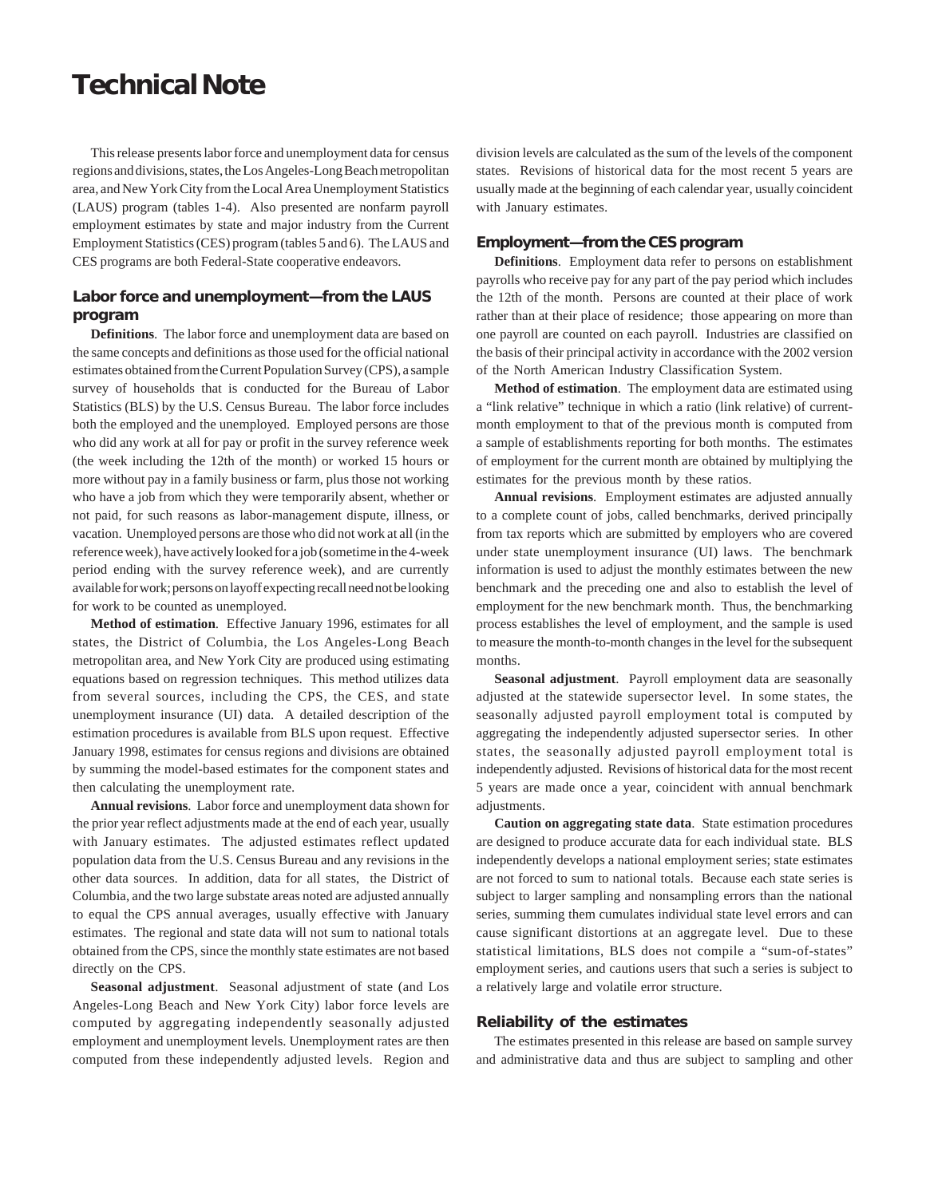# Technical Note

This release presents labor force and unemployment data for census regions and divisions, states, the Los Angeles-Long Beach metropolitan area, and New York City from the Local Area Unemployment Statistics (LAUS) program (tables 1-4). Also presented are nonfarm payroll employment estimates by state and major industry from the Current Employment Statistics (CES) program (tables 5 and 6). The LAUS and CES programs are both Federal-State cooperative endeavors.

## Labor force and unemployment—from the LAUS program

**Definitions**. The labor force and unemployment data are based on the same concepts and definitions as those used for the official national estimates obtained from the Current Population Survey (CPS), a sample survey of households that is conducted for the Bureau of Labor Statistics (BLS) by the U.S. Census Bureau. The labor force includes both the employed and the unemployed. Employed persons are those who did any work at all for pay or profit in the survey reference week (the week including the 12th of the month) or worked 15 hours or more without pay in a family business or farm, plus those not working who have a job from which they were temporarily absent, whether or not paid, for such reasons as labor-management dispute, illness, or vacation. Unemployed persons are those who did not work at all (in the reference week), have actively looked for a job (sometime in the 4-week period ending with the survey reference week), and are currently available for work; persons on layoff expecting recall need not be looking for work to be counted as unemployed.

**Method of estimation**. Effective January 1996, estimates for all states, the District of Columbia, the Los Angeles-Long Beach metropolitan area, and New York City are produced using estimating equations based on regression techniques. This method utilizes data from several sources, including the CPS, the CES, and state unemployment insurance (UI) data. A detailed description of the estimation procedures is available from BLS upon request. Effective January 1998, estimates for census regions and divisions are obtained by summing the model-based estimates for the component states and then calculating the unemployment rate.

**Annual revisions**. Labor force and unemployment data shown for the prior year reflect adjustments made at the end of each year, usually with January estimates. The adjusted estimates reflect updated population data from the U.S. Census Bureau and any revisions in the other data sources. In addition, data for all states, the District of Columbia, and the two large substate areas noted are adjusted annually to equal the CPS annual averages, usually effective with January estimates. The regional and state data will not sum to national totals obtained from the CPS, since the monthly state estimates are not based directly on the CPS.

**Seasonal adjustment**. Seasonal adjustment of state (and Los Angeles-Long Beach and New York City) labor force levels are computed by aggregating independently seasonally adjusted employment and unemployment levels. Unemployment rates are then computed from these independently adjusted levels. Region and division levels are calculated as the sum of the levels of the component states. Revisions of historical data for the most recent 5 years are usually made at the beginning of each calendar year, usually coincident with January estimates.

## Employment—from the CES program

**Definitions**. Employment data refer to persons on establishment payrolls who receive pay for any part of the pay period which includes the 12th of the month. Persons are counted at their place of work rather than at their place of residence; those appearing on more than one payroll are counted on each payroll. Industries are classified on the basis of their principal activity in accordance with the 2002 version of the North American Industry Classification System.

**Method of estimation**. The employment data are estimated using a "link relative" technique in which a ratio (link relative) of current-month employment to that of the previous month is computed from a sample of establishments reporting for both months. The estimates of employment for the current month are obtained by multiplying the estimates for the previous month by these ratios.

**Annual revisions**. Employment estimates are adjusted annually to a complete count of jobs, called benchmarks, derived principally from tax reports which are submitted by employers who are covered under state unemployment insurance (UI) laws. The benchmark information is used to adjust the monthly estimates between the new benchmark and the preceding one and also to establish the level of employment for the new benchmark month. Thus, the benchmarking process establishes the level of employment, and the sample is used to measure the month-to-month changes in the level for the subsequent months.

**Seasonal adjustment**. Payroll employment data are seasonally adjusted at the statewide supersector level. In some states, the seasonally adjusted payroll employment total is computed by aggregating the independently adjusted supersector series. In other states, the seasonally adjusted payroll employment total is independently adjusted. Revisions of historical data for the most recent 5 years are made once a year, coincident with annual benchmark adjustments.

**Caution on aggregating state data**. State estimation procedures are designed to produce accurate data for each individual state. BLS independently develops a national employment series; state estimates are not forced to sum to national totals. Because each state series is subject to larger sampling and nonsampling errors than the national series, summing them cumulates individual state level errors and can cause significant distortions at an aggregate level. Due to these statistical limitations, BLS does not compile a "sum-of-states" employment series, and cautions users that such a series is subject to a relatively large and volatile error structure.

## Reliability of the estimates

The estimates presented in this release are based on sample survey and administrative data and thus are subject to sampling and other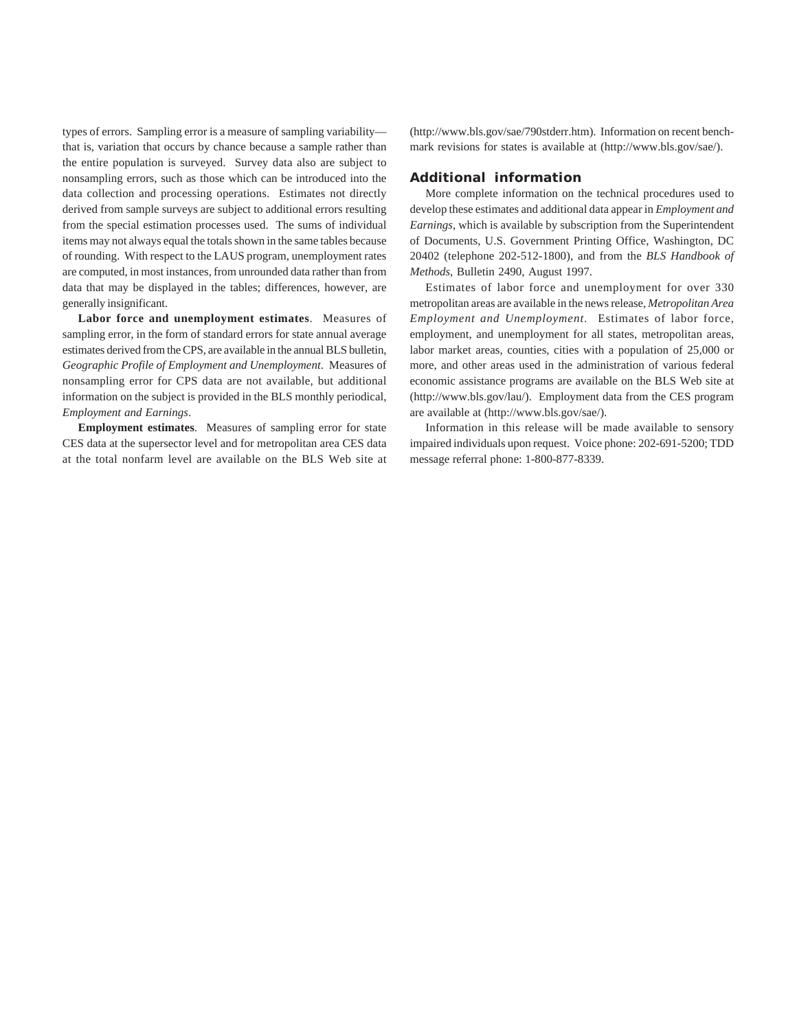types of errors. Sampling error is a measure of sampling variability—that is, variation that occurs by chance because a sample rather than the entire population is surveyed. Survey data also are subject to nonsampling errors, such as those which can be introduced into the data collection and processing operations. Estimates not directly derived from sample surveys are subject to additional errors resulting from the special estimation processes used. The sums of individual items may not always equal the totals shown in the same tables because of rounding. With respect to the LAUS program, unemployment rates are computed, in most instances, from unrounded data rather than from data that may be displayed in the tables; differences, however, are generally insignificant.

**Labor force and unemployment estimates**. Measures of sampling error, in the form of standard errors for state annual average estimates derived from the CPS, are available in the annual BLS bulletin, *Geographic Profile of Employment and Unemployment*. Measures of nonsampling error for CPS data are not available, but additional information on the subject is provided in the BLS monthly periodical, *Employment and Earnings*.

**Employment estimates**. Measures of sampling error for state CES data at the supersector level and for metropolitan area CES data at the total nonfarm level are available on the BLS Web site at (http://www.bls.gov/sae/790stderr.htm). Information on recent benchmark revisions for states is available at (http://www.bls.gov/sae/).

## Additional information

More complete information on the technical procedures used to develop these estimates and additional data appear in *Employment and Earnings*, which is available by subscription from the Superintendent of Documents, U.S. Government Printing Office, Washington, DC 20402 (telephone 202-512-1800), and from the *BLS Handbook of Methods*, Bulletin 2490, August 1997.

Estimates of labor force and unemployment for over 330 metropolitan areas are available in the news release, *Metropolitan Area Employment and Unemployment*. Estimates of labor force, employment, and unemployment for all states, metropolitan areas, labor market areas, counties, cities with a population of 25,000 or more, and other areas used in the administration of various federal economic assistance programs are available on the BLS Web site at (http://www.bls.gov/lau/). Employment data from the CES program are available at (http://www.bls.gov/sae/).

Information in this release will be made available to sensory impaired individuals upon request. Voice phone: 202-691-5200; TDD message referral phone: 1-800-877-8339.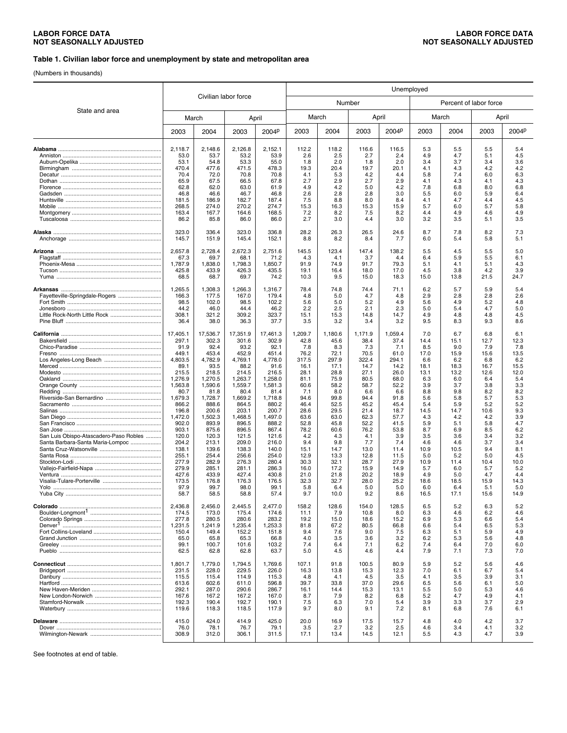LABOR FORCE DATA
NOT SEASONALLY ADJUSTED

**Table 1. Civilian labor force and unemployment by state and metropolitan area**

(Numbers in thousands)

| State and area | Civilian labor force | | | | Unemployed | | | | | | | |
|---|---|---|---|---|---|---|---|---|---|---|---|---|
| | | | | | Number | | | | Percent of labor force | | | |
| | March | | April | | March | | April | | March | | April | |
| | 2003 | 2004 | 2003 | 2004p | 2003 | 2004 | 2003 | 2004p | 2003 | 2004 | 2003 | 2004p |
| **Alabama** | 2,118.7 | 2,148.6 | 2,126.8 | 2,152.1 | 112.2 | 118.2 | 116.6 | 116.5 | 5.3 | 5.5 | 5.5 | 5.4 |
| Anniston | 53.0 | 53.7 | 53.2 | 53.9 | 2.6 | 2.5 | 2.7 | 2.4 | 4.9 | 4.7 | 5.1 | 4.5 |
| Auburn-Opelika | 53.1 | 54.8 | 53.3 | 55.0 | 1.8 | 2.0 | 1.8 | 2.0 | 3.4 | 3.7 | 3.4 | 3.6 |
| Birmingham | 470.4 | 477.6 | 471.5 | 478.3 | 19.3 | 20.4 | 19.7 | 20.1 | 4.1 | 4.3 | 4.2 | 4.2 |
| Decatur | 70.4 | 72.0 | 70.8 | 70.8 | 4.1 | 5.3 | 4.2 | 4.4 | 5.8 | 7.4 | 6.0 | 6.3 |
| Dothan | 65.9 | 67.5 | 66.5 | 67.8 | 2.7 | 2.9 | 2.7 | 2.9 | 4.1 | 4.3 | 4.1 | 4.3 |
| Florence | 62.8 | 62.0 | 63.0 | 61.9 | 4.9 | 4.2 | 5.0 | 4.2 | 7.8 | 6.8 | 8.0 | 6.8 |
| Gadsden | 46.8 | 46.6 | 46.7 | 46.8 | 2.6 | 2.8 | 2.8 | 3.0 | 5.5 | 6.0 | 5.9 | 6.4 |
| Huntsville | 181.5 | 186.9 | 182.7 | 187.4 | 7.5 | 8.8 | 8.0 | 8.4 | 4.1 | 4.7 | 4.4 | 4.5 |
| Mobile | 268.5 | 274.0 | 270.2 | 274.7 | 15.3 | 16.3 | 15.3 | 15.9 | 5.7 | 6.0 | 5.7 | 5.8 |
| Montgomery | 163.4 | 167.7 | 164.6 | 168.5 | 7.2 | 8.2 | 7.5 | 8.2 | 4.4 | 4.9 | 4.6 | 4.9 |
| Tuscaloosa | 86.2 | 85.8 | 86.0 | 86.0 | 2.7 | 3.0 | 4.4 | 3.0 | 3.2 | 3.5 | 5.1 | 3.5 |
| **Alaska** | 323.0 | 336.4 | 323.0 | 336.8 | 28.2 | 26.3 | 26.5 | 24.6 | 8.7 | 7.8 | 8.2 | 7.3 |
| Anchorage | 145.7 | 151.9 | 145.4 | 152.1 | 8.8 | 8.2 | 8.4 | 7.7 | 6.0 | 5.4 | 5.8 | 5.1 |
| **Arizona** | 2,657.8 | 2,728.4 | 2,672.3 | 2,751.6 | 145.5 | 123.4 | 147.4 | 138.2 | 5.5 | 4.5 | 5.5 | 5.0 |
| Flagstaff | 67.3 | 69.7 | 68.1 | 71.2 | 4.3 | 4.1 | 3.7 | 4.4 | 6.4 | 5.9 | 5.5 | 6.1 |
| Phoenix-Mesa | 1,787.9 | 1,838.0 | 1,798.3 | 1,850.7 | 91.9 | 74.9 | 91.7 | 79.3 | 5.1 | 4.1 | 5.1 | 4.3 |
| Tucson | 425.8 | 433.9 | 426.3 | 435.5 | 19.1 | 16.4 | 18.0 | 17.0 | 4.5 | 3.8 | 4.2 | 3.9 |
| Yuma | 68.5 | 68.7 | 69.7 | 74.2 | 10.3 | 9.5 | 15.0 | 18.3 | 15.0 | 13.8 | 21.5 | 24.7 |
| **Arkansas** | 1,265.5 | 1,308.3 | 1,266.3 | 1,316.7 | 78.4 | 74.8 | 74.4 | 71.1 | 6.2 | 5.7 | 5.9 | 5.4 |
| Fayetteville-Springdale-Rogers | 166.3 | 177.5 | 167.0 | 179.4 | 4.8 | 5.0 | 4.7 | 4.8 | 2.9 | 2.8 | 2.8 | 2.6 |
| Fort Smith | 98.5 | 102.0 | 98.5 | 102.2 | 5.6 | 5.0 | 5.2 | 4.9 | 5.6 | 4.9 | 5.2 | 4.8 |
| Jonesboro | 44.2 | 46.0 | 44.4 | 46.2 | 2.2 | 2.5 | 2.1 | 2.3 | 5.0 | 5.4 | 4.7 | 5.0 |
| Little Rock-North Little Rock | 308.1 | 321.2 | 309.2 | 323.7 | 15.1 | 15.3 | 14.8 | 14.7 | 4.9 | 4.8 | 4.8 | 4.5 |
| Pine Bluff | 36.4 | 38.0 | 36.3 | 37.7 | 3.5 | 3.2 | 3.4 | 3.2 | 9.5 | 8.3 | 9.3 | 8.6 |
| **California** | 17,405.1 | 17,536.7 | 17,351.9 | 17,461.3 | 1,209.7 | 1,180.6 | 1,171.9 | 1,059.4 | 7.0 | 6.7 | 6.8 | 6.1 |
| Bakersfield | 297.1 | 302.3 | 301.6 | 302.9 | 42.8 | 45.6 | 38.4 | 37.4 | 14.4 | 15.1 | 12.7 | 12.3 |
| Chico-Paradise | 91.9 | 92.4 | 93.2 | 92.1 | 7.8 | 8.3 | 7.3 | 7.1 | 8.5 | 9.0 | 7.9 | 7.8 |
| Fresno | 449.1 | 453.4 | 452.9 | 451.4 | 76.2 | 72.1 | 70.5 | 61.0 | 17.0 | 15.9 | 15.6 | 13.5 |
| Los Angeles-Long Beach | 4,803.5 | 4,782.9 | 4,769.1 | 4,778.0 | 317.5 | 297.9 | 322.4 | 294.1 | 6.6 | 6.2 | 6.8 | 6.2 |
| Merced | 89.1 | 93.5 | 88.2 | 91.6 | 16.1 | 17.1 | 14.7 | 14.2 | 18.1 | 18.3 | 16.7 | 15.5 |
| Modesto | 215.5 | 218.5 | 214.5 | 216.5 | 28.1 | 28.8 | 27.1 | 26.0 | 13.1 | 13.2 | 12.6 | 12.0 |
| Oakland | 1,276.9 | 1,270.5 | 1,263.7 | 1,258.0 | 81.1 | 75.9 | 80.5 | 68.0 | 6.3 | 6.0 | 6.4 | 5.4 |
| Orange County | 1,563.8 | 1,590.6 | 1,559.7 | 1,581.3 | 60.6 | 58.2 | 58.7 | 52.2 | 3.9 | 3.7 | 3.8 | 3.3 |
| Redding | 80.7 | 81.8 | 80.4 | 81.4 | 7.1 | 8.0 | 6.6 | 6.6 | 8.8 | 9.8 | 8.2 | 8.2 |
| Riverside-San Bernardino | 1,679.3 | 1,728.7 | 1,669.2 | 1,718.8 | 94.6 | 99.8 | 94.4 | 91.8 | 5.6 | 5.8 | 5.7 | 5.3 |
| Sacramento | 866.2 | 888.6 | 864.5 | 880.2 | 46.4 | 52.5 | 45.2 | 45.4 | 5.4 | 5.9 | 5.2 | 5.2 |
| Salinas | 196.8 | 200.6 | 203.1 | 200.7 | 28.6 | 29.5 | 21.4 | 18.7 | 14.5 | 14.7 | 10.6 | 9.3 |
| San Diego | 1,472.0 | 1,502.3 | 1,468.5 | 1,497.0 | 63.6 | 63.0 | 62.3 | 57.7 | 4.3 | 4.2 | 4.2 | 3.9 |
| San Francisco | 902.0 | 893.9 | 896.5 | 888.2 | 52.8 | 45.8 | 52.2 | 41.5 | 5.9 | 5.1 | 5.8 | 4.7 |
| San Jose | 903.1 | 875.6 | 896.5 | 867.4 | 78.2 | 60.6 | 76.2 | 53.8 | 8.7 | 6.9 | 8.5 | 6.2 |
| San Luis Obispo-Atascadero-Paso Robles | 120.0 | 120.3 | 121.5 | 121.6 | 4.2 | 4.3 | 4.1 | 3.9 | 3.5 | 3.6 | 3.4 | 3.2 |
| Santa Barbara-Santa Maria-Lompoc | 204.2 | 213.1 | 209.0 | 216.0 | 9.4 | 9.8 | 7.7 | 7.4 | 4.6 | 4.6 | 3.7 | 3.4 |
| Santa Cruz-Watsonville | 138.1 | 139.6 | 138.3 | 140.0 | 15.1 | 14.7 | 13.0 | 11.4 | 10.9 | 10.5 | 9.4 | 8.1 |
| Santa Rosa | 255.1 | 254.4 | 256.6 | 254.0 | 12.9 | 13.3 | 12.8 | 11.5 | 5.0 | 5.2 | 5.0 | 4.5 |
| Stockton-Lodi | 277.9 | 282.9 | 276.3 | 280.4 | 30.3 | 32.1 | 28.7 | 27.9 | 10.9 | 11.4 | 10.4 | 10.0 |
| Vallejo-Fairfield-Napa | 279.9 | 285.1 | 281.1 | 286.3 | 16.0 | 17.2 | 15.9 | 14.9 | 5.7 | 6.0 | 5.7 | 5.2 |
| Ventura | 427.6 | 433.9 | 427.4 | 430.8 | 21.0 | 21.8 | 20.2 | 18.9 | 4.9 | 5.0 | 4.7 | 4.4 |
| Visalia-Tulare-Porterville | 173.5 | 176.8 | 176.3 | 176.5 | 32.3 | 32.7 | 28.0 | 25.2 | 18.6 | 18.5 | 15.9 | 14.3 |
| Yolo | 97.9 | 99.7 | 98.0 | 99.1 | 5.8 | 6.4 | 5.0 | 5.0 | 6.0 | 6.4 | 5.1 | 5.0 |
| Yuba City | 58.7 | 58.5 | 58.8 | 57.4 | 9.7 | 10.0 | 9.2 | 8.6 | 16.5 | 17.1 | 15.6 | 14.9 |
| **Colorado** | 2,436.8 | 2,456.0 | 2,445.5 | 2,477.0 | 158.2 | 128.6 | 154.0 | 128.5 | 6.5 | 5.2 | 6.3 | 5.2 |
| Boulder-Longmont[1] | 174.5 | 173.0 | 175.4 | 174.6 | 11.1 | 7.9 | 10.8 | 8.0 | 6.3 | 4.6 | 6.2 | 4.6 |
| Colorado Springs | 277.8 | 280.5 | 280.6 | 283.2 | 19.2 | 15.0 | 18.6 | 15.2 | 6.9 | 5.3 | 6.6 | 5.4 |
| Denver[1] | 1,231.5 | 1,241.9 | 1,235.4 | 1,253.3 | 81.8 | 67.2 | 80.5 | 66.8 | 6.6 | 5.4 | 6.5 | 5.3 |
| Fort Collins-Loveland | 150.4 | 149.4 | 152.2 | 151.8 | 9.4 | 7.6 | 9.0 | 7.5 | 6.3 | 5.1 | 5.9 | 4.9 |
| Grand Junction | 65.0 | 65.8 | 65.3 | 66.8 | 4.0 | 3.5 | 3.6 | 3.2 | 6.2 | 5.3 | 5.6 | 4.8 |
| Greeley | 99.1 | 100.7 | 101.6 | 103.2 | 7.4 | 6.4 | 7.1 | 6.2 | 7.4 | 6.4 | 7.0 | 6.0 |
| Pueblo | 62.5 | 62.8 | 62.8 | 63.7 | 5.0 | 4.5 | 4.6 | 4.4 | 7.9 | 7.1 | 7.3 | 7.0 |
| **Connecticut** | 1,801.7 | 1,779.0 | 1,794.5 | 1,769.6 | 107.1 | 91.8 | 100.5 | 80.9 | 5.9 | 5.2 | 5.6 | 4.6 |
| Bridgeport | 231.5 | 228.0 | 229.5 | 226.0 | 16.3 | 13.8 | 15.3 | 12.3 | 7.0 | 6.1 | 6.7 | 5.4 |
| Danbury | 115.5 | 115.4 | 114.9 | 115.3 | 4.8 | 4.1 | 4.5 | 3.5 | 4.1 | 3.5 | 3.9 | 3.1 |
| Hartford | 613.6 | 602.6 | 611.0 | 596.8 | 39.7 | 33.8 | 37.0 | 29.6 | 6.5 | 5.6 | 6.1 | 5.0 |
| New Haven-Meriden | 292.1 | 287.0 | 290.6 | 286.7 | 16.1 | 14.4 | 15.3 | 13.1 | 5.5 | 5.0 | 5.3 | 4.6 |
| New London-Norwich | 167.6 | 167.2 | 167.2 | 167.0 | 8.7 | 7.9 | 8.2 | 6.8 | 5.2 | 4.7 | 4.9 | 4.1 |
| Stamford-Norwalk | 192.3 | 190.4 | 192.7 | 190.1 | 7.5 | 6.3 | 7.0 | 5.4 | 3.9 | 3.3 | 3.7 | 2.9 |
| Waterbury | 119.6 | 118.3 | 118.5 | 117.9 | 9.7 | 8.0 | 9.1 | 7.2 | 8.1 | 6.8 | 7.6 | 6.1 |
| **Delaware** | 415.0 | 424.0 | 414.9 | 425.0 | 20.0 | 16.9 | 17.5 | 15.7 | 4.8 | 4.0 | 4.2 | 3.7 |
| Dover | 76.0 | 78.1 | 76.7 | 79.1 | 3.5 | 2.7 | 3.2 | 2.5 | 4.6 | 3.4 | 4.1 | 3.2 |
| Wilmington-Newark | 308.9 | 312.0 | 306.1 | 311.5 | 17.1 | 13.4 | 14.5 | 12.1 | 5.5 | 4.3 | 4.7 | 3.9 |

See footnotes at end of table.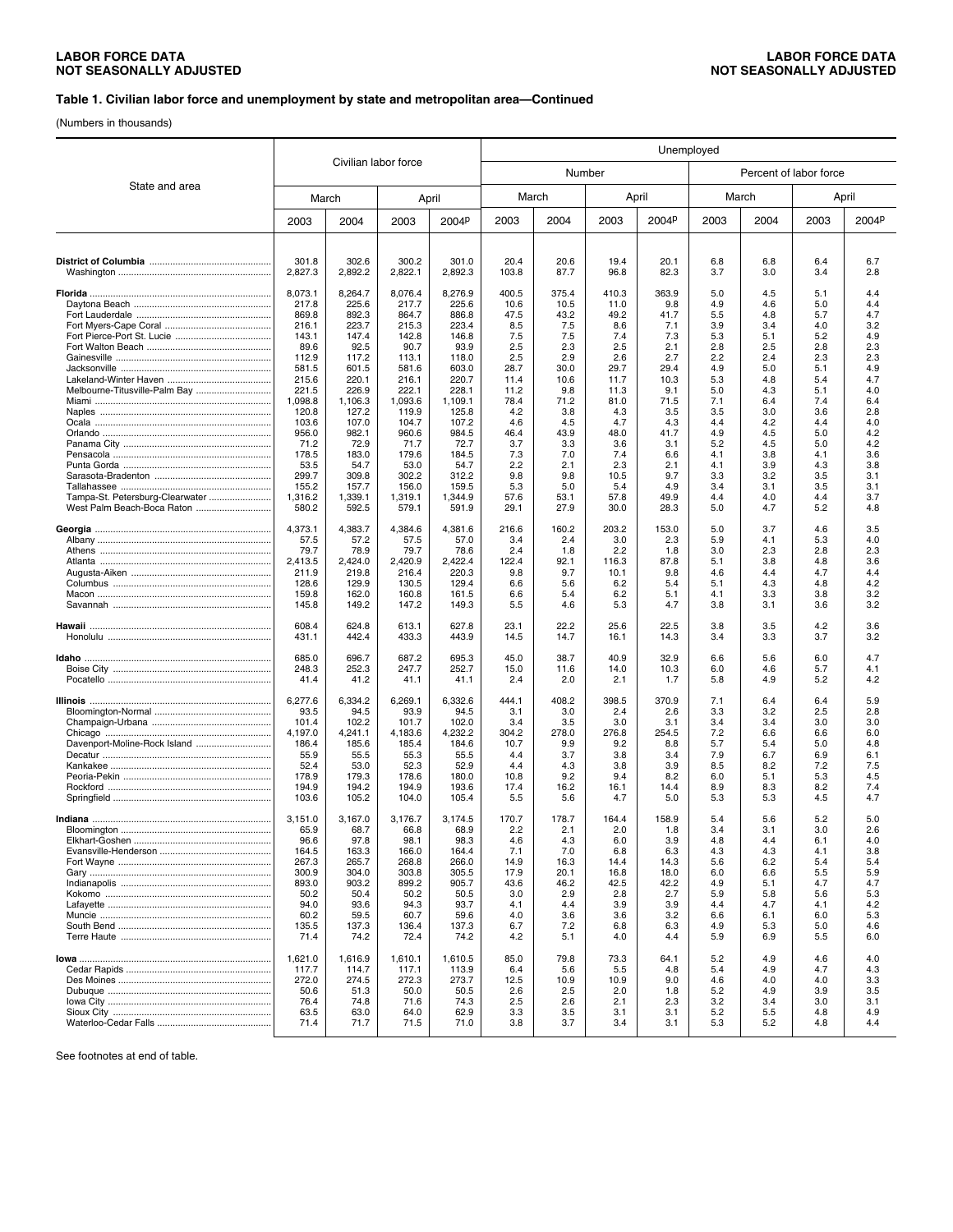**LABOR FORCE DATA**
**NOT SEASONALLY ADJUSTED**

### Table 1. Civilian labor force and unemployment by state and metropolitan area—Continued

(Numbers in thousands)

| State and area | Civilian labor force | | | | Unemployed | | | | | | | |
|---|---|---|---|---|---|---|---|---|---|---|---|---|
| | | | | | Number | | | | Percent of labor force | | | |
| | March | | April | | March | | April | | March | | April | |
| | 2003 | 2004 | 2003 | 2004p | 2003 | 2004 | 2003 | 2004p | 2003 | 2004 | 2003 | 2004p |
| **District of Columbia** | 301.8 | 302.6 | 300.2 | 301.0 | 20.4 | 20.6 | 19.4 | 20.1 | 6.8 | 6.8 | 6.4 | 6.7 |
| Washington | 2,827.3 | 2,892.2 | 2,822.1 | 2,892.3 | 103.8 | 87.7 | 96.8 | 82.3 | 3.7 | 3.0 | 3.4 | 2.8 |
| **Florida** | 8,073.1 | 8,264.7 | 8,076.4 | 8,276.9 | 400.5 | 375.4 | 410.3 | 363.9 | 5.0 | 4.5 | 5.1 | 4.4 |
| Daytona Beach | 217.8 | 225.6 | 217.7 | 225.6 | 10.6 | 10.5 | 11.0 | 9.8 | 4.9 | 4.6 | 5.0 | 4.4 |
| Fort Lauderdale | 869.8 | 892.3 | 864.7 | 886.8 | 47.5 | 43.2 | 49.2 | 41.7 | 5.5 | 4.8 | 5.7 | 4.7 |
| Fort Myers-Cape Coral | 216.1 | 223.7 | 215.3 | 223.4 | 8.5 | 7.5 | 8.6 | 7.1 | 3.9 | 3.4 | 4.0 | 3.2 |
| Fort Pierce-Port St. Lucie | 143.1 | 147.4 | 142.8 | 146.8 | 7.5 | 7.5 | 7.4 | 7.3 | 5.3 | 5.1 | 5.2 | 4.9 |
| Fort Walton Beach | 89.6 | 92.5 | 90.7 | 93.9 | 2.5 | 2.3 | 2.5 | 2.1 | 2.8 | 2.5 | 2.8 | 2.3 |
| Gainesville | 112.9 | 117.2 | 113.1 | 118.0 | 2.5 | 2.9 | 2.6 | 2.7 | 2.2 | 2.4 | 2.3 | 2.3 |
| Jacksonville | 581.5 | 601.5 | 581.6 | 603.0 | 28.7 | 30.0 | 29.7 | 29.4 | 4.9 | 5.0 | 5.1 | 4.9 |
| Lakeland-Winter Haven | 215.6 | 220.1 | 216.1 | 220.7 | 11.4 | 10.6 | 11.7 | 10.3 | 5.3 | 4.8 | 5.4 | 4.7 |
| Melbourne-Titusville-Palm Bay | 221.5 | 226.9 | 222.1 | 228.1 | 11.2 | 9.8 | 11.3 | 9.1 | 5.0 | 4.3 | 5.1 | 4.0 |
| Miami | 1,098.8 | 1,106.3 | 1,093.6 | 1,109.1 | 78.4 | 71.2 | 81.0 | 71.5 | 7.1 | 6.4 | 7.4 | 6.4 |
| Naples | 120.8 | 127.2 | 119.9 | 125.8 | 4.2 | 3.8 | 4.3 | 3.5 | 3.5 | 3.0 | 3.6 | 2.8 |
| Ocala | 103.6 | 107.0 | 104.7 | 107.2 | 4.6 | 4.5 | 4.7 | 4.3 | 4.4 | 4.2 | 4.4 | 4.0 |
| Orlando | 956.0 | 982.1 | 960.6 | 984.5 | 46.4 | 43.9 | 48.0 | 41.7 | 4.9 | 4.5 | 5.0 | 4.2 |
| Panama City | 71.2 | 72.9 | 71.7 | 72.7 | 3.7 | 3.3 | 3.6 | 3.1 | 5.2 | 4.5 | 5.0 | 4.2 |
| Pensacola | 178.5 | 183.0 | 179.6 | 184.5 | 7.3 | 7.0 | 7.4 | 6.6 | 4.1 | 3.8 | 4.1 | 3.6 |
| Punta Gorda | 53.5 | 54.7 | 53.0 | 54.7 | 2.2 | 2.1 | 2.3 | 2.1 | 4.1 | 3.9 | 4.3 | 3.8 |
| Sarasota-Bradenton | 299.7 | 309.8 | 302.2 | 312.2 | 9.8 | 9.8 | 10.5 | 9.7 | 3.3 | 3.2 | 3.5 | 3.1 |
| Tallahassee | 155.2 | 157.7 | 156.0 | 159.5 | 5.3 | 5.0 | 5.4 | 4.9 | 3.4 | 3.1 | 3.5 | 3.1 |
| Tampa-St. Petersburg-Clearwater | 1,316.2 | 1,339.1 | 1,319.1 | 1,344.9 | 57.6 | 53.1 | 57.8 | 49.9 | 4.4 | 4.0 | 4.4 | 3.7 |
| West Palm Beach-Boca Raton | 580.2 | 592.5 | 579.1 | 591.9 | 29.1 | 27.9 | 30.0 | 28.3 | 5.0 | 4.7 | 5.2 | 4.8 |
| **Georgia** | 4,373.1 | 4,383.7 | 4,384.6 | 4,381.6 | 216.6 | 160.2 | 203.2 | 153.0 | 5.0 | 3.7 | 4.6 | 3.5 |
| Albany | 57.5 | 57.2 | 57.5 | 57.0 | 3.4 | 2.4 | 3.0 | 2.3 | 5.9 | 4.1 | 5.3 | 4.0 |
| Athens | 79.7 | 78.9 | 79.7 | 78.6 | 2.4 | 1.8 | 2.2 | 1.8 | 3.0 | 2.3 | 2.8 | 2.3 |
| Atlanta | 2,413.5 | 2,424.0 | 2,420.9 | 2,422.4 | 122.4 | 92.1 | 116.3 | 87.8 | 5.1 | 3.8 | 4.8 | 3.6 |
| Augusta-Aiken | 211.9 | 219.8 | 216.4 | 220.3 | 9.8 | 9.7 | 10.1 | 9.8 | 4.6 | 4.4 | 4.7 | 4.4 |
| Columbus | 128.6 | 129.9 | 130.5 | 129.4 | 6.6 | 5.6 | 6.2 | 5.4 | 5.1 | 4.3 | 4.8 | 4.2 |
| Macon | 159.8 | 162.0 | 160.8 | 161.5 | 6.6 | 5.4 | 6.2 | 5.1 | 4.1 | 3.3 | 3.8 | 3.2 |
| Savannah | 145.8 | 149.2 | 147.2 | 149.3 | 5.5 | 4.6 | 5.3 | 4.7 | 3.8 | 3.1 | 3.6 | 3.2 |
| **Hawaii** | 608.4 | 624.8 | 613.1 | 627.8 | 23.1 | 22.2 | 25.6 | 22.5 | 3.8 | 3.5 | 4.2 | 3.6 |
| Honolulu | 431.1 | 442.4 | 433.3 | 443.9 | 14.5 | 14.7 | 16.1 | 14.3 | 3.4 | 3.3 | 3.7 | 3.2 |
| **Idaho** | 685.0 | 696.7 | 687.2 | 695.3 | 45.0 | 38.7 | 40.9 | 32.9 | 6.6 | 5.6 | 6.0 | 4.7 |
| Boise City | 248.3 | 252.3 | 247.7 | 252.7 | 15.0 | 11.6 | 14.0 | 10.3 | 6.0 | 4.6 | 5.7 | 4.1 |
| Pocatello | 41.4 | 41.2 | 41.1 | 41.1 | 2.4 | 2.0 | 2.1 | 1.7 | 5.8 | 4.9 | 5.2 | 4.2 |
| **Illinois** | 6,277.6 | 6,334.2 | 6,269.1 | 6,332.6 | 444.1 | 408.2 | 398.5 | 370.9 | 7.1 | 6.4 | 6.4 | 5.9 |
| Bloomington-Normal | 93.5 | 94.5 | 93.9 | 94.5 | 3.1 | 3.0 | 2.4 | 2.6 | 3.3 | 3.2 | 2.5 | 2.8 |
| Champaign-Urbana | 101.4 | 102.2 | 101.7 | 102.0 | 3.4 | 3.5 | 3.0 | 3.1 | 3.4 | 3.4 | 3.0 | 3.0 |
| Chicago | 4,197.0 | 4,241.1 | 4,183.6 | 4,232.2 | 304.2 | 278.0 | 276.8 | 254.5 | 7.2 | 6.6 | 6.6 | 6.0 |
| Davenport-Moline-Rock Island | 186.4 | 185.6 | 185.4 | 184.6 | 10.7 | 9.9 | 9.2 | 8.8 | 5.7 | 5.4 | 5.0 | 4.8 |
| Decatur | 55.9 | 55.5 | 55.3 | 55.5 | 4.4 | 3.7 | 3.8 | 3.4 | 7.9 | 6.7 | 6.9 | 6.1 |
| Kankakee | 52.4 | 53.0 | 52.3 | 52.9 | 4.4 | 4.3 | 3.8 | 3.9 | 8.5 | 8.2 | 7.2 | 7.5 |
| Peoria-Pekin | 178.9 | 179.3 | 178.6 | 180.0 | 10.8 | 9.2 | 9.4 | 8.2 | 6.0 | 5.1 | 5.3 | 4.5 |
| Rockford | 194.9 | 194.2 | 194.9 | 193.6 | 17.4 | 16.2 | 16.1 | 14.4 | 8.9 | 8.3 | 8.2 | 7.4 |
| Springfield | 103.6 | 105.2 | 104.0 | 105.4 | 5.5 | 5.6 | 4.7 | 5.0 | 5.3 | 5.3 | 4.5 | 4.7 |
| **Indiana** | 3,151.0 | 3,167.0 | 3,176.7 | 3,174.5 | 170.7 | 178.7 | 164.4 | 158.9 | 5.4 | 5.6 | 5.2 | 5.0 |
| Bloomington | 65.9 | 68.7 | 66.8 | 68.9 | 2.2 | 2.1 | 2.0 | 1.8 | 3.4 | 3.1 | 3.0 | 2.6 |
| Elkhart-Goshen | 96.6 | 97.8 | 98.1 | 98.3 | 4.6 | 4.3 | 6.0 | 3.9 | 4.8 | 4.4 | 6.1 | 4.0 |
| Evansville-Henderson | 164.5 | 163.3 | 166.0 | 164.4 | 7.1 | 7.0 | 6.8 | 6.3 | 4.3 | 4.3 | 4.1 | 3.8 |
| Fort Wayne | 267.3 | 265.7 | 268.8 | 266.0 | 14.9 | 16.3 | 14.4 | 14.3 | 5.6 | 6.2 | 5.4 | 5.4 |
| Gary | 300.9 | 304.0 | 303.8 | 305.5 | 17.9 | 20.1 | 16.8 | 18.0 | 6.0 | 6.6 | 5.5 | 5.9 |
| Indianapolis | 893.0 | 903.2 | 899.2 | 905.7 | 43.6 | 46.2 | 42.5 | 42.2 | 4.9 | 5.1 | 4.7 | 4.7 |
| Kokomo | 50.2 | 50.4 | 50.2 | 50.5 | 3.0 | 2.9 | 2.8 | 2.7 | 5.9 | 5.8 | 5.6 | 5.3 |
| Lafayette | 94.0 | 93.6 | 94.3 | 93.7 | 4.1 | 4.4 | 3.9 | 3.9 | 4.4 | 4.7 | 4.1 | 4.2 |
| Muncie | 60.2 | 59.5 | 60.7 | 59.6 | 4.0 | 3.6 | 3.6 | 3.2 | 6.6 | 6.1 | 6.0 | 5.3 |
| South Bend | 135.5 | 137.3 | 136.4 | 137.3 | 6.7 | 7.2 | 6.8 | 6.3 | 4.9 | 5.3 | 5.0 | 4.6 |
| Terre Haute | 71.4 | 74.2 | 72.4 | 74.2 | 4.2 | 5.1 | 4.0 | 4.4 | 5.9 | 6.9 | 5.5 | 6.0 |
| **Iowa** | 1,621.0 | 1,616.9 | 1,610.1 | 1,610.5 | 85.0 | 79.8 | 73.3 | 64.1 | 5.2 | 4.9 | 4.6 | 4.0 |
| Cedar Rapids | 117.7 | 114.7 | 117.1 | 113.9 | 6.4 | 5.6 | 5.5 | 4.8 | 5.4 | 4.9 | 4.7 | 4.3 |
| Des Moines | 272.0 | 274.5 | 272.3 | 273.7 | 12.5 | 10.9 | 10.9 | 9.0 | 4.6 | 4.0 | 4.0 | 3.3 |
| Dubuque | 50.6 | 51.3 | 50.0 | 50.5 | 2.6 | 2.5 | 2.0 | 1.8 | 5.2 | 4.9 | 3.9 | 3.5 |
| Iowa City | 76.4 | 74.8 | 71.6 | 74.3 | 2.5 | 2.6 | 2.1 | 2.3 | 3.2 | 3.4 | 3.0 | 3.1 |
| Sioux City | 63.5 | 63.0 | 64.0 | 62.9 | 3.3 | 3.5 | 3.1 | 3.1 | 5.2 | 5.5 | 4.8 | 4.9 |
| Waterloo-Cedar Falls | 71.4 | 71.7 | 71.5 | 71.0 | 3.8 | 3.7 | 3.4 | 3.1 | 5.3 | 5.2 | 4.8 | 4.4 |

See footnotes at end of table.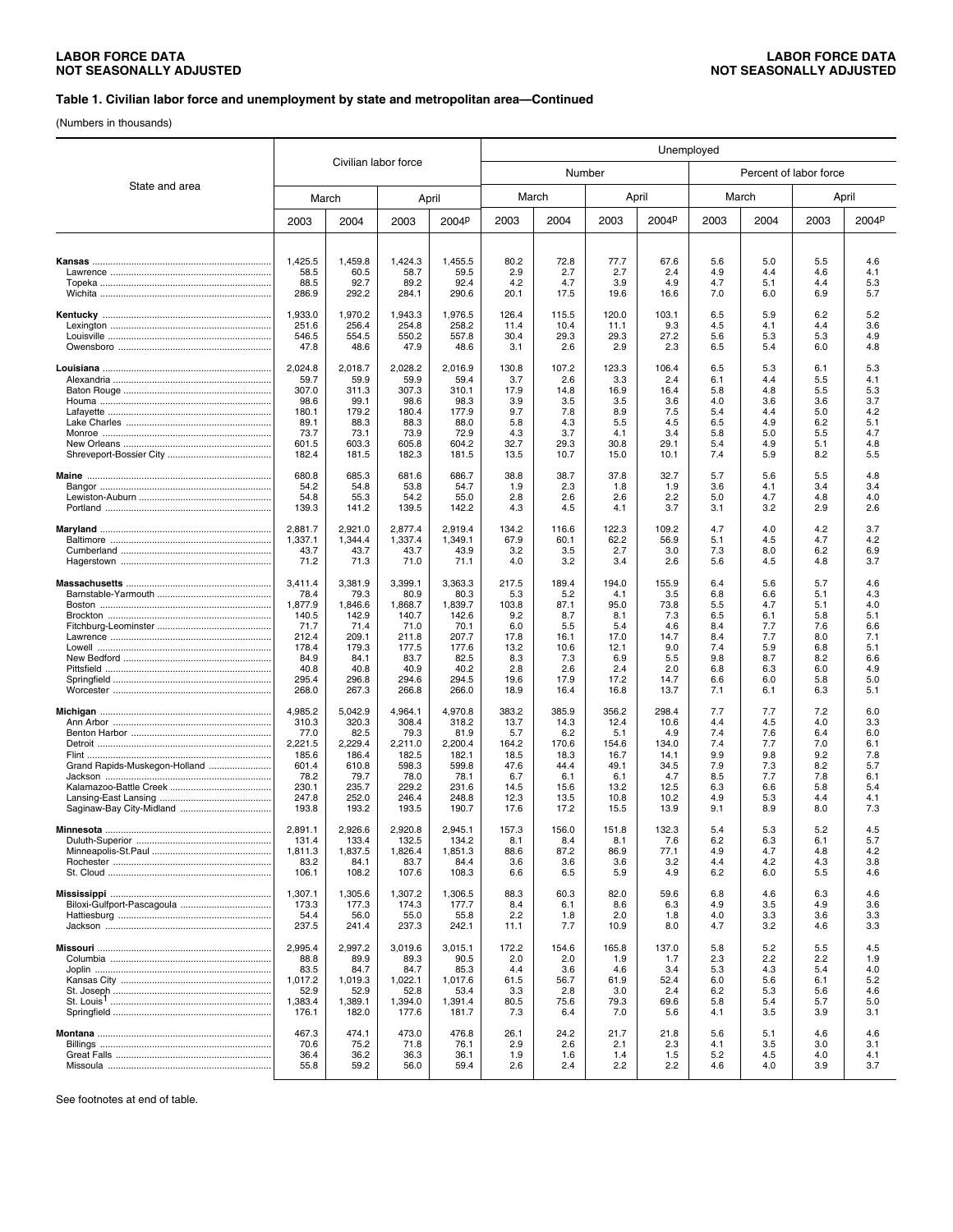# Table 1. Civilian labor force and unemployment by state and metropolitan area—Continued

(Numbers in thousands)

| State and area | Civilian labor force | | | | Unemployed | | | | | | | |
|---|---|---|---|---|---|---|---|---|---|---|---|---|
| | | | | | Number | | | | Percent of labor force | | | |
| | March | | April | | March | | April | | March | | April | |
| | 2003 | 2004 | 2003 | 2004p | 2003 | 2004 | 2003 | 2004p | 2003 | 2004 | 2003 | 2004p |
| **Kansas** | 1,425.5 | 1,459.8 | 1,424.3 | 1,455.5 | 80.2 | 72.8 | 77.7 | 67.6 | 5.6 | 5.0 | 5.5 | 4.6 |
| Lawrence | 58.5 | 60.5 | 58.7 | 59.5 | 2.9 | 2.7 | 2.7 | 2.4 | 4.9 | 4.4 | 4.6 | 4.1 |
| Topeka | 88.5 | 92.7 | 89.2 | 92.4 | 4.2 | 4.7 | 3.9 | 4.9 | 4.7 | 5.1 | 4.4 | 5.3 |
| Wichita | 286.9 | 292.2 | 284.1 | 290.6 | 20.1 | 17.5 | 19.6 | 16.6 | 7.0 | 6.0 | 6.9 | 5.7 |
| **Kentucky** | 1,933.0 | 1,970.2 | 1,943.3 | 1,976.5 | 126.4 | 115.5 | 120.0 | 103.1 | 6.5 | 5.9 | 6.2 | 5.2 |
| Lexington | 251.6 | 256.4 | 254.8 | 258.2 | 11.4 | 10.4 | 11.1 | 9.3 | 4.5 | 4.1 | 4.4 | 3.6 |
| Louisville | 546.5 | 554.5 | 550.2 | 557.8 | 30.4 | 29.3 | 29.3 | 27.2 | 5.6 | 5.3 | 5.3 | 4.9 |
| Owensboro | 47.8 | 48.6 | 47.9 | 48.6 | 3.1 | 2.6 | 2.9 | 2.3 | 6.5 | 5.4 | 6.0 | 4.8 |
| **Louisiana** | 2,024.8 | 2,018.7 | 2,028.2 | 2,016.9 | 130.8 | 107.2 | 123.3 | 106.4 | 6.5 | 5.3 | 6.1 | 5.3 |
| Alexandria | 59.7 | 59.9 | 59.9 | 59.4 | 3.7 | 2.6 | 3.3 | 2.4 | 6.1 | 4.4 | 5.5 | 4.1 |
| Baton Rouge | 307.0 | 311.3 | 307.3 | 310.1 | 17.9 | 14.8 | 16.9 | 16.4 | 5.8 | 4.8 | 5.5 | 5.3 |
| Houma | 98.6 | 99.1 | 98.6 | 98.3 | 3.9 | 3.5 | 3.5 | 3.6 | 4.0 | 3.6 | 3.6 | 3.7 |
| Lafayette | 180.1 | 179.2 | 180.4 | 177.9 | 9.7 | 7.8 | 8.9 | 7.5 | 5.4 | 4.4 | 5.0 | 4.2 |
| Lake Charles | 89.1 | 88.3 | 88.3 | 88.0 | 5.8 | 4.3 | 5.5 | 4.5 | 6.5 | 4.9 | 6.2 | 5.1 |
| Monroe | 73.7 | 73.1 | 73.9 | 72.9 | 4.3 | 3.7 | 4.1 | 3.4 | 5.8 | 5.0 | 5.5 | 4.7 |
| New Orleans | 601.5 | 603.3 | 605.8 | 604.2 | 32.7 | 29.3 | 30.8 | 29.1 | 5.4 | 4.9 | 5.1 | 4.8 |
| Shreveport-Bossier City | 182.4 | 181.5 | 182.3 | 181.5 | 13.5 | 10.7 | 15.0 | 10.1 | 7.4 | 5.9 | 8.2 | 5.5 |
| **Maine** | 680.8 | 685.3 | 681.6 | 686.7 | 38.8 | 38.7 | 37.8 | 32.7 | 5.7 | 5.6 | 5.5 | 4.8 |
| Bangor | 54.2 | 54.8 | 53.8 | 54.7 | 1.9 | 2.3 | 1.8 | 1.9 | 3.6 | 4.1 | 3.4 | 3.4 |
| Lewiston-Auburn | 54.8 | 55.3 | 54.2 | 55.0 | 2.8 | 2.6 | 2.6 | 2.2 | 5.0 | 4.7 | 4.8 | 4.0 |
| Portland | 139.3 | 141.2 | 139.5 | 142.2 | 4.3 | 4.5 | 4.1 | 3.7 | 3.1 | 3.2 | 2.9 | 2.6 |
| **Maryland** | 2,881.7 | 2,921.0 | 2,877.4 | 2,919.4 | 134.2 | 116.6 | 122.3 | 109.2 | 4.7 | 4.0 | 4.2 | 3.7 |
| Baltimore | 1,337.1 | 1,344.4 | 1,337.4 | 1,349.1 | 67.9 | 60.1 | 62.2 | 56.9 | 5.1 | 4.5 | 4.7 | 4.2 |
| Cumberland | 43.7 | 43.7 | 43.7 | 43.9 | 3.2 | 3.5 | 2.7 | 3.0 | 7.3 | 8.0 | 6.2 | 6.9 |
| Hagerstown | 71.2 | 71.3 | 71.0 | 71.1 | 4.0 | 3.2 | 3.4 | 2.6 | 5.6 | 4.5 | 4.8 | 3.7 |
| **Massachusetts** | 3,411.4 | 3,381.9 | 3,399.1 | 3,363.3 | 217.5 | 189.4 | 194.0 | 155.9 | 6.4 | 5.6 | 5.7 | 4.6 |
| Barnstable-Yarmouth | 78.4 | 79.3 | 80.9 | 80.3 | 5.3 | 5.2 | 4.1 | 3.5 | 6.8 | 6.6 | 5.1 | 4.3 |
| Boston | 1,877.9 | 1,846.6 | 1,868.7 | 1,839.7 | 103.8 | 87.1 | 95.0 | 73.8 | 5.5 | 4.7 | 5.1 | 4.0 |
| Brockton | 140.5 | 142.9 | 140.7 | 142.6 | 9.2 | 8.7 | 8.1 | 7.3 | 6.5 | 6.1 | 5.8 | 5.1 |
| Fitchburg-Leominster | 71.7 | 71.4 | 71.0 | 70.1 | 6.0 | 5.5 | 5.4 | 4.6 | 8.4 | 7.7 | 7.6 | 6.6 |
| Lawrence | 212.4 | 209.1 | 211.8 | 207.7 | 17.8 | 16.1 | 17.0 | 14.7 | 8.4 | 7.7 | 8.0 | 7.1 |
| Lowell | 178.4 | 179.3 | 177.5 | 177.6 | 13.2 | 10.6 | 12.1 | 9.0 | 7.4 | 5.9 | 6.8 | 5.1 |
| New Bedford | 84.9 | 84.1 | 83.7 | 82.5 | 8.3 | 7.3 | 6.9 | 5.5 | 9.8 | 8.7 | 8.2 | 6.6 |
| Pittsfield | 40.8 | 40.8 | 40.9 | 40.2 | 2.8 | 2.6 | 2.4 | 2.0 | 6.8 | 6.3 | 6.0 | 4.9 |
| Springfield | 295.4 | 296.8 | 294.6 | 294.5 | 19.6 | 17.9 | 17.2 | 14.7 | 6.6 | 6.0 | 5.8 | 5.0 |
| Worcester | 268.0 | 267.3 | 266.8 | 266.0 | 18.9 | 16.4 | 16.8 | 13.7 | 7.1 | 6.1 | 6.3 | 5.1 |
| **Michigan** | 4,985.2 | 5,042.9 | 4,964.1 | 4,970.8 | 383.2 | 385.9 | 356.2 | 298.4 | 7.7 | 7.7 | 7.2 | 6.0 |
| Ann Arbor | 310.3 | 320.3 | 308.4 | 318.2 | 13.7 | 14.3 | 12.4 | 10.6 | 4.4 | 4.5 | 4.0 | 3.3 |
| Benton Harbor | 77.0 | 82.5 | 79.3 | 81.9 | 5.7 | 6.2 | 5.1 | 4.9 | 7.4 | 7.6 | 6.4 | 6.0 |
| Detroit | 2,221.5 | 2,229.4 | 2,211.0 | 2,200.4 | 164.2 | 170.6 | 154.6 | 134.0 | 7.4 | 7.7 | 7.0 | 6.1 |
| Flint | 185.6 | 186.4 | 182.5 | 182.1 | 18.5 | 18.3 | 16.7 | 14.1 | 9.9 | 9.8 | 9.2 | 7.8 |
| Grand Rapids-Muskegon-Holland | 601.4 | 610.8 | 598.3 | 599.8 | 47.6 | 44.4 | 49.1 | 34.5 | 7.9 | 7.3 | 8.2 | 5.7 |
| Jackson | 78.2 | 79.7 | 78.0 | 78.1 | 6.7 | 6.1 | 6.1 | 4.7 | 8.5 | 7.7 | 7.8 | 6.1 |
| Kalamazoo-Battle Creek | 230.1 | 235.7 | 229.2 | 231.6 | 14.5 | 15.6 | 13.2 | 12.5 | 6.3 | 6.6 | 5.8 | 5.4 |
| Lansing-East Lansing | 247.8 | 252.0 | 246.4 | 248.8 | 12.3 | 13.5 | 10.8 | 10.2 | 4.9 | 5.3 | 4.4 | 4.1 |
| Saginaw-Bay City-Midland | 193.8 | 193.2 | 193.5 | 190.7 | 17.6 | 17.2 | 15.5 | 13.9 | 9.1 | 8.9 | 8.0 | 7.3 |
| **Minnesota** | 2,891.1 | 2,926.6 | 2,920.8 | 2,945.1 | 157.3 | 156.0 | 151.8 | 132.3 | 5.4 | 5.3 | 5.2 | 4.5 |
| Duluth-Superior | 131.4 | 133.4 | 132.5 | 134.2 | 8.1 | 8.4 | 8.1 | 7.6 | 6.2 | 6.3 | 6.1 | 5.7 |
| Minneapolis-St.Paul | 1,811.3 | 1,837.5 | 1,826.4 | 1,851.3 | 88.6 | 87.2 | 86.9 | 77.1 | 4.9 | 4.7 | 4.8 | 4.2 |
| Rochester | 83.2 | 84.1 | 83.7 | 84.4 | 3.6 | 3.6 | 3.6 | 3.2 | 4.4 | 4.2 | 4.3 | 3.8 |
| St. Cloud | 106.1 | 108.2 | 107.6 | 108.3 | 6.6 | 6.5 | 5.9 | 4.9 | 6.2 | 6.0 | 5.5 | 4.6 |
| **Mississippi** | 1,307.1 | 1,305.6 | 1,307.2 | 1,306.5 | 88.3 | 60.3 | 82.0 | 59.6 | 6.8 | 4.6 | 6.3 | 4.6 |
| Biloxi-Gulfport-Pascagoula | 173.3 | 177.3 | 174.3 | 177.7 | 8.4 | 6.1 | 8.6 | 6.3 | 4.9 | 3.5 | 4.9 | 3.6 |
| Hattiesburg | 54.4 | 56.0 | 55.0 | 55.8 | 2.2 | 1.8 | 2.0 | 1.8 | 4.0 | 3.3 | 3.6 | 3.3 |
| Jackson | 237.5 | 241.4 | 237.3 | 242.1 | 11.1 | 7.7 | 10.9 | 8.0 | 4.7 | 3.2 | 4.6 | 3.3 |
| **Missouri** | 2,995.4 | 2,997.2 | 3,019.6 | 3,015.1 | 172.2 | 154.6 | 165.8 | 137.0 | 5.8 | 5.2 | 5.5 | 4.5 |
| Columbia | 88.8 | 89.9 | 89.3 | 90.5 | 2.0 | 2.0 | 1.9 | 1.7 | 2.3 | 2.2 | 2.2 | 1.9 |
| Joplin | 83.5 | 84.7 | 84.7 | 85.3 | 4.4 | 3.6 | 4.6 | 3.4 | 5.3 | 4.3 | 5.4 | 4.0 |
| Kansas City | 1,017.2 | 1,019.3 | 1,022.1 | 1,017.6 | 61.5 | 56.7 | 61.9 | 52.4 | 6.0 | 5.6 | 6.1 | 5.2 |
| St. Joseph | 52.9 | 52.9 | 52.8 | 53.4 | 3.3 | 2.8 | 3.0 | 2.4 | 6.2 | 5.3 | 5.6 | 4.6 |
| St. Louis[1] | 1,383.4 | 1,389.1 | 1,394.0 | 1,391.4 | 80.5 | 75.6 | 79.3 | 69.6 | 5.8 | 5.4 | 5.7 | 5.0 |
| Springfield | 176.1 | 182.0 | 177.6 | 181.7 | 7.3 | 6.4 | 7.0 | 5.6 | 4.1 | 3.5 | 3.9 | 3.1 |
| **Montana** | 467.3 | 474.1 | 473.0 | 476.8 | 26.1 | 24.2 | 21.7 | 21.8 | 5.6 | 5.1 | 4.6 | 4.6 |
| Billings | 70.6 | 75.2 | 71.8 | 76.1 | 2.9 | 2.6 | 2.1 | 2.3 | 4.1 | 3.5 | 3.0 | 3.1 |
| Great Falls | 36.4 | 36.2 | 36.3 | 36.1 | 1.9 | 1.6 | 1.4 | 1.5 | 5.2 | 4.5 | 4.0 | 4.1 |
| Missoula | 55.8 | 59.2 | 56.0 | 59.4 | 2.6 | 2.4 | 2.2 | 2.2 | 4.6 | 4.0 | 3.9 | 3.7 |

See footnotes at end of table.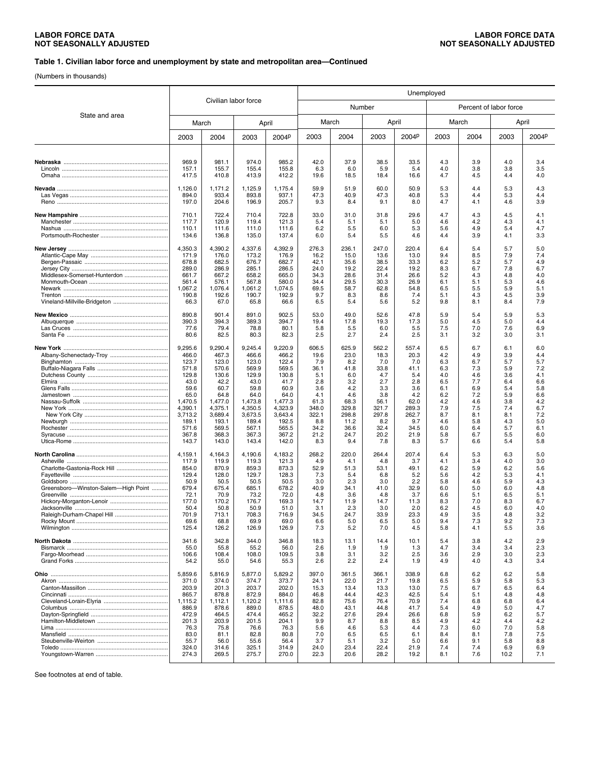**LABOR FORCE DATA**
**NOT SEASONALLY ADJUSTED**

### Table 1. Civilian labor force and unemployment by state and metropolitan area—Continued

(Numbers in thousands)

| State and area | Civilian labor force | | | | Unemployed | | | | | | | |
|---|---|---|---|---|---|---|---|---|---|---|---|---|
| | | | | | Number | | | | Percent of labor force | | | |
| | March | | April | | March | | April | | March | | April | |
| | 2003 | 2004 | 2003 | 2004p | 2003 | 2004 | 2003 | 2004p | 2003 | 2004 | 2003 | 2004p |
| **Nebraska** | 969.9 | 981.1 | 974.0 | 985.2 | 42.0 | 37.9 | 38.5 | 33.5 | 4.3 | 3.9 | 4.0 | 3.4 |
| Lincoln | 157.1 | 155.7 | 155.4 | 155.8 | 6.3 | 6.0 | 5.9 | 5.4 | 4.0 | 3.8 | 3.8 | 3.5 |
| Omaha | 417.5 | 410.8 | 413.9 | 412.2 | 19.6 | 18.5 | 18.4 | 16.6 | 4.7 | 4.5 | 4.4 | 4.0 |
| **Nevada** | 1,126.0 | 1,171.2 | 1,125.9 | 1,175.4 | 59.9 | 51.9 | 60.0 | 50.9 | 5.3 | 4.4 | 5.3 | 4.3 |
| Las Vegas | 894.0 | 933.4 | 893.8 | 937.1 | 47.3 | 40.9 | 47.3 | 40.8 | 5.3 | 4.4 | 5.3 | 4.4 |
| Reno | 197.0 | 204.6 | 196.9 | 205.7 | 9.3 | 8.4 | 9.1 | 8.0 | 4.7 | 4.1 | 4.6 | 3.9 |
| **New Hampshire** | 710.1 | 722.4 | 710.4 | 722.8 | 33.0 | 31.0 | 31.8 | 29.6 | 4.7 | 4.3 | 4.5 | 4.1 |
| Manchester | 117.7 | 120.9 | 119.4 | 121.3 | 5.4 | 5.1 | 5.1 | 5.0 | 4.6 | 4.2 | 4.3 | 4.1 |
| Nashua | 110.1 | 111.6 | 111.0 | 111.6 | 6.2 | 5.5 | 6.0 | 5.3 | 5.6 | 4.9 | 5.4 | 4.7 |
| Portsmouth-Rochester | 134.6 | 136.8 | 135.0 | 137.4 | 6.0 | 5.4 | 5.5 | 4.6 | 4.4 | 3.9 | 4.1 | 3.3 |
| **New Jersey** | 4,350.3 | 4,390.2 | 4,337.6 | 4,392.9 | 276.3 | 236.1 | 247.0 | 220.4 | 6.4 | 5.4 | 5.7 | 5.0 |
| Atlantic-Cape May | 171.9 | 176.0 | 173.2 | 176.9 | 16.2 | 15.0 | 13.6 | 13.0 | 9.4 | 8.5 | 7.9 | 7.4 |
| Bergen-Passaic | 678.8 | 682.5 | 676.7 | 682.7 | 42.1 | 35.6 | 38.5 | 33.3 | 6.2 | 5.2 | 5.7 | 4.9 |
| Jersey City | 289.0 | 286.9 | 285.1 | 286.5 | 24.0 | 19.2 | 22.4 | 19.2 | 8.3 | 6.7 | 7.8 | 6.7 |
| Middlesex-Somerset-Hunterdon | 661.7 | 667.2 | 658.2 | 665.0 | 34.3 | 28.6 | 31.4 | 26.6 | 5.2 | 4.3 | 4.8 | 4.0 |
| Monmouth-Ocean | 561.4 | 576.1 | 567.8 | 580.0 | 34.4 | 29.5 | 30.3 | 26.9 | 6.1 | 5.1 | 5.3 | 4.6 |
| Newark | 1,067.2 | 1,076.4 | 1,061.2 | 1,074.5 | 69.5 | 58.7 | 62.8 | 54.8 | 6.5 | 5.5 | 5.9 | 5.1 |
| Trenton | 190.8 | 192.6 | 190.7 | 192.9 | 9.7 | 8.3 | 8.6 | 7.4 | 5.1 | 4.3 | 4.5 | 3.9 |
| Vineland-Millville-Bridgeton | 66.3 | 67.0 | 65.8 | 66.6 | 6.5 | 5.4 | 5.6 | 5.2 | 9.8 | 8.1 | 8.4 | 7.9 |
| **New Mexico** | 890.8 | 901.4 | 891.0 | 902.5 | 53.0 | 49.0 | 52.6 | 47.8 | 5.9 | 5.4 | 5.9 | 5.3 |
| Albuquerque | 390.3 | 394.3 | 389.3 | 394.7 | 19.4 | 17.8 | 19.3 | 17.3 | 5.0 | 4.5 | 5.0 | 4.4 |
| Las Cruces | 77.6 | 79.4 | 78.8 | 80.1 | 5.8 | 5.5 | 6.0 | 5.5 | 7.5 | 7.0 | 7.6 | 6.9 |
| Santa Fe | 80.6 | 82.5 | 80.3 | 82.3 | 2.5 | 2.7 | 2.4 | 2.5 | 3.1 | 3.2 | 3.0 | 3.1 |
| **New York** | 9,295.6 | 9,290.4 | 9,245.4 | 9,220.9 | 606.5 | 625.9 | 562.2 | 557.4 | 6.5 | 6.7 | 6.1 | 6.0 |
| Albany-Schenectady-Troy | 466.0 | 467.3 | 466.6 | 466.2 | 19.6 | 23.0 | 18.3 | 20.3 | 4.2 | 4.9 | 3.9 | 4.4 |
| Binghamton | 123.7 | 123.0 | 123.0 | 122.4 | 7.9 | 8.2 | 7.0 | 7.0 | 6.3 | 6.7 | 5.7 | 5.7 |
| Buffalo-Niagara Falls | 571.8 | 570.6 | 569.9 | 569.5 | 36.1 | 41.8 | 33.8 | 41.1 | 6.3 | 7.3 | 5.9 | 7.2 |
| Dutchess County | 129.8 | 130.6 | 129.9 | 130.8 | 5.1 | 6.0 | 4.7 | 5.4 | 4.0 | 4.6 | 3.6 | 4.1 |
| Elmira | 43.0 | 42.2 | 43.0 | 41.7 | 2.8 | 3.2 | 2.7 | 2.8 | 6.5 | 7.7 | 6.4 | 6.6 |
| Glens Falls | 59.6 | 60.7 | 59.8 | 60.9 | 3.6 | 4.2 | 3.3 | 3.6 | 6.1 | 6.9 | 5.4 | 5.8 |
| Jamestown | 65.0 | 64.8 | 64.0 | 64.0 | 4.1 | 4.6 | 3.8 | 4.2 | 6.2 | 7.2 | 5.9 | 6.6 |
| Nassau-Suffolk | 1,470.5 | 1,477.0 | 1,473.8 | 1,477.3 | 61.3 | 68.3 | 56.1 | 62.0 | 4.2 | 4.6 | 3.8 | 4.2 |
| New York | 4,390.1 | 4,375.1 | 4,350.5 | 4,323.9 | 348.0 | 329.8 | 321.7 | 289.3 | 7.9 | 7.5 | 7.4 | 6.7 |
| New York City | 3,713.2 | 3,689.4 | 3,673.5 | 3,643.4 | 322.1 | 298.8 | 297.8 | 262.7 | 8.7 | 8.1 | 8.1 | 7.2 |
| Newburgh | 189.1 | 193.1 | 189.4 | 192.5 | 8.8 | 11.2 | 8.2 | 9.7 | 4.6 | 5.8 | 4.3 | 5.0 |
| Rochester | 571.6 | 569.5 | 567.1 | 565.5 | 34.2 | 36.6 | 32.4 | 34.5 | 6.0 | 6.4 | 5.7 | 6.1 |
| Syracuse | 367.8 | 368.3 | 367.3 | 367.2 | 21.2 | 24.7 | 20.2 | 21.9 | 5.8 | 6.7 | 5.5 | 6.0 |
| Utica-Rome | 143.7 | 143.0 | 143.4 | 142.0 | 8.3 | 9.4 | 7.8 | 8.3 | 5.7 | 6.6 | 5.4 | 5.8 |
| **North Carolina** | 4,159.1 | 4,164.3 | 4,190.6 | 4,183.2 | 268.2 | 220.0 | 264.4 | 207.4 | 6.4 | 5.3 | 6.3 | 5.0 |
| Asheville | 117.9 | 119.9 | 119.3 | 121.3 | 4.9 | 4.1 | 4.8 | 3.7 | 4.1 | 3.4 | 4.0 | 3.0 |
| Charlotte-Gastonia-Rock Hill | 854.0 | 870.9 | 859.3 | 873.3 | 52.9 | 51.3 | 53.1 | 49.1 | 6.2 | 5.9 | 6.2 | 5.6 |
| Fayetteville | 129.4 | 128.0 | 129.7 | 128.3 | 7.3 | 5.4 | 6.8 | 5.2 | 5.6 | 4.2 | 5.3 | 4.1 |
| Goldsboro | 50.9 | 50.5 | 50.5 | 50.5 | 3.0 | 2.3 | 3.0 | 2.2 | 5.8 | 4.6 | 5.9 | 4.3 |
| Greensboro—Winston-Salem—High Point | 679.4 | 675.4 | 685.1 | 678.2 | 40.9 | 34.1 | 41.0 | 32.9 | 6.0 | 5.0 | 6.0 | 4.8 |
| Greenville | 72.1 | 70.9 | 73.2 | 72.0 | 4.8 | 3.6 | 4.8 | 3.7 | 6.6 | 5.1 | 6.5 | 5.1 |
| Hickory-Morganton-Lenoir | 177.0 | 170.2 | 176.7 | 169.3 | 14.7 | 11.9 | 14.7 | 11.3 | 8.3 | 7.0 | 8.3 | 6.7 |
| Jacksonville | 50.4 | 50.8 | 50.9 | 51.0 | 3.1 | 2.3 | 3.0 | 2.0 | 6.2 | 4.5 | 6.0 | 4.0 |
| Raleigh-Durham-Chapel Hill | 701.9 | 713.1 | 708.3 | 716.9 | 34.5 | 24.7 | 33.9 | 23.3 | 4.9 | 3.5 | 4.8 | 3.2 |
| Rocky Mount | 69.6 | 68.8 | 69.9 | 69.0 | 6.6 | 5.0 | 6.5 | 5.0 | 9.4 | 7.3 | 9.2 | 7.3 |
| Wilmington | 125.4 | 126.2 | 126.9 | 126.9 | 7.3 | 5.2 | 7.0 | 4.5 | 5.8 | 4.1 | 5.5 | 3.6 |
| **North Dakota** | 341.6 | 342.8 | 344.0 | 346.8 | 18.3 | 13.1 | 14.4 | 10.1 | 5.4 | 3.8 | 4.2 | 2.9 |
| Bismarck | 55.0 | 55.8 | 55.2 | 56.0 | 2.6 | 1.9 | 1.9 | 1.3 | 4.7 | 3.4 | 3.4 | 2.3 |
| Fargo-Moorhead | 106.6 | 108.4 | 108.0 | 109.5 | 3.8 | 3.1 | 3.2 | 2.5 | 3.6 | 2.9 | 3.0 | 2.3 |
| Grand Forks | 54.2 | 55.0 | 54.6 | 55.3 | 2.6 | 2.2 | 2.4 | 1.9 | 4.9 | 4.0 | 4.3 | 3.4 |
| **Ohio** | 5,859.6 | 5,816.9 | 5,877.0 | 5,829.2 | 397.0 | 361.5 | 366.1 | 338.9 | 6.8 | 6.2 | 6.2 | 5.8 |
| Akron | 371.0 | 374.0 | 374.7 | 373.7 | 24.1 | 22.0 | 21.7 | 19.8 | 6.5 | 5.9 | 5.8 | 5.3 |
| Canton-Massillon | 203.9 | 201.3 | 203.7 | 202.0 | 15.3 | 13.4 | 13.3 | 13.0 | 7.5 | 6.7 | 6.5 | 6.4 |
| Cincinnati | 865.7 | 878.8 | 872.9 | 884.0 | 46.8 | 44.4 | 42.3 | 42.5 | 5.4 | 5.1 | 4.8 | 4.8 |
| Cleveland-Lorain-Elyria | 1,115.2 | 1,112.1 | 1,120.2 | 1,111.6 | 82.8 | 75.6 | 76.4 | 70.9 | 7.4 | 6.8 | 6.8 | 6.4 |
| Columbus | 886.9 | 878.6 | 889.0 | 878.5 | 48.0 | 43.1 | 44.8 | 41.7 | 5.4 | 4.9 | 5.0 | 4.7 |
| Dayton-Springfield | 472.9 | 464.5 | 474.4 | 465.2 | 32.2 | 27.6 | 29.4 | 26.6 | 6.8 | 5.9 | 6.2 | 5.7 |
| Hamilton-Middletown | 201.3 | 203.9 | 201.5 | 204.1 | 9.9 | 8.7 | 8.8 | 8.5 | 4.9 | 4.2 | 4.4 | 4.2 |
| Lima | 76.3 | 75.8 | 76.6 | 76.3 | 5.6 | 4.6 | 5.3 | 4.4 | 7.3 | 6.0 | 7.0 | 5.8 |
| Mansfield | 83.0 | 81.1 | 82.8 | 80.8 | 7.0 | 6.5 | 6.5 | 6.1 | 8.4 | 8.1 | 7.8 | 7.5 |
| Steubenville-Weirton | 55.7 | 56.0 | 55.6 | 56.4 | 3.7 | 5.1 | 3.2 | 5.0 | 6.6 | 9.1 | 5.8 | 8.8 |
| Toledo | 324.0 | 314.6 | 325.1 | 314.9 | 24.0 | 23.4 | 22.4 | 21.9 | 7.4 | 7.4 | 6.9 | 6.9 |
| Youngstown-Warren | 274.3 | 269.5 | 275.7 | 270.0 | 22.3 | 20.6 | 28.2 | 19.2 | 8.1 | 7.6 | 10.2 | 7.1 |

See footnotes at end of table.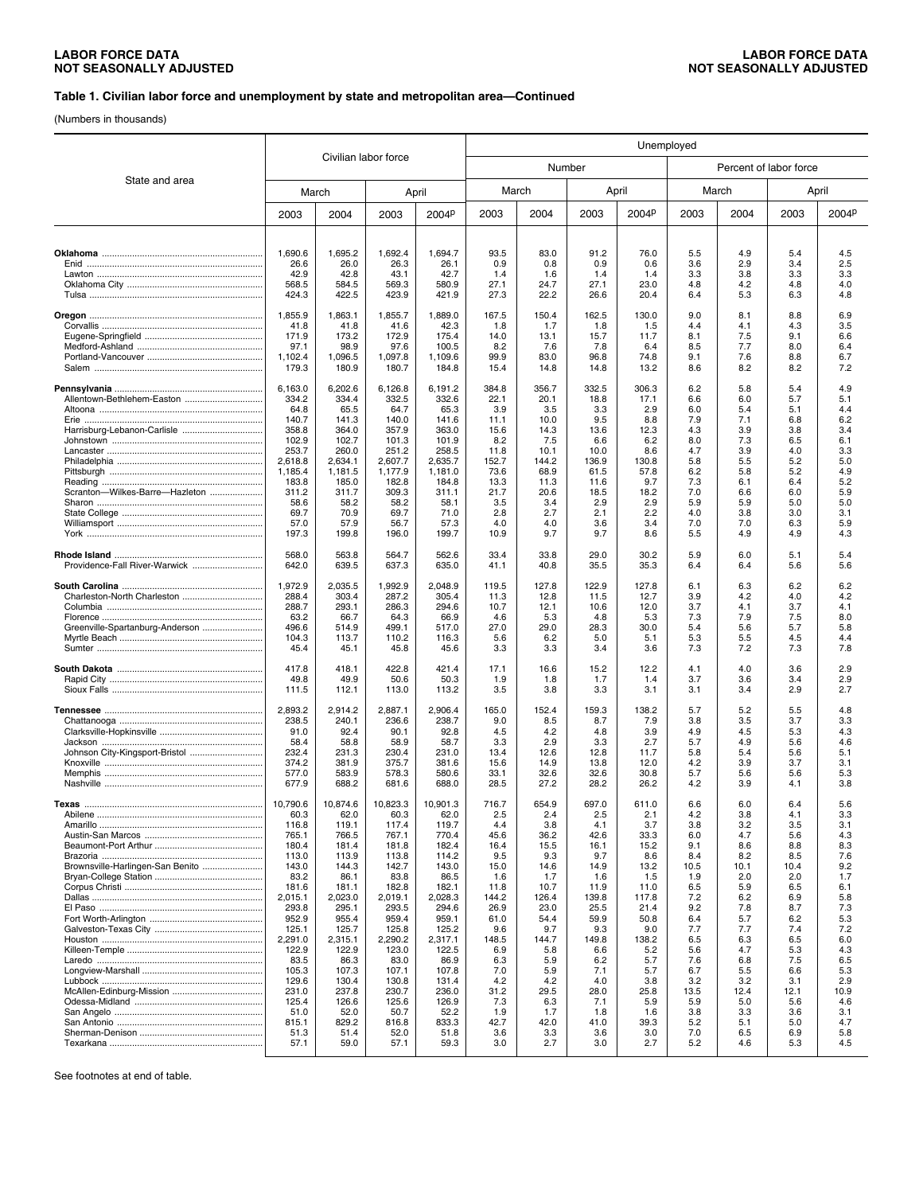## Table 1. Civilian labor force and unemployment by state and metropolitan area—Continued

(Numbers in thousands)

| State and area | Civilian labor force | | | | Unemployed | | | | | | | |
|---|---|---|---|---|---|---|---|---|---|---|---|---|
| | | | | | Number | | | | Percent of labor force | | | |
| | March | | April | | March | | April | | March | | April | |
| | 2003 | 2004 | 2003 | 2004p | 2003 | 2004 | 2003 | 2004p | 2003 | 2004 | 2003 | 2004p |
| **Oklahoma** | 1,690.6 | 1,695.2 | 1,692.4 | 1,694.7 | 93.5 | 83.0 | 91.2 | 76.0 | 5.5 | 4.9 | 5.4 | 4.5 |
| Enid | 26.6 | 26.0 | 26.3 | 26.1 | 0.9 | 0.8 | 0.9 | 0.6 | 3.6 | 2.9 | 3.4 | 2.5 |
| Lawton | 42.9 | 42.8 | 43.1 | 42.7 | 1.4 | 1.6 | 1.4 | 1.4 | 3.3 | 3.8 | 3.3 | 3.3 |
| Oklahoma City | 568.5 | 584.5 | 569.3 | 580.9 | 27.1 | 24.7 | 27.1 | 23.0 | 4.8 | 4.2 | 4.8 | 4.0 |
| Tulsa | 424.3 | 422.5 | 423.9 | 421.9 | 27.3 | 22.2 | 26.6 | 20.4 | 6.4 | 5.3 | 6.3 | 4.8 |
| **Oregon** | 1,855.9 | 1,863.1 | 1,855.7 | 1,889.0 | 167.5 | 150.4 | 162.5 | 130.0 | 9.0 | 8.1 | 8.8 | 6.9 |
| Corvallis | 41.8 | 41.8 | 41.6 | 42.3 | 1.8 | 1.7 | 1.8 | 1.5 | 4.4 | 4.1 | 4.3 | 3.5 |
| Eugene-Springfield | 171.9 | 173.2 | 172.9 | 175.4 | 14.0 | 13.1 | 15.7 | 11.7 | 8.1 | 7.5 | 9.1 | 6.6 |
| Medford-Ashland | 97.1 | 98.9 | 97.6 | 100.5 | 8.2 | 7.6 | 7.8 | 6.4 | 8.5 | 7.7 | 8.0 | 6.4 |
| Portland-Vancouver | 1,102.4 | 1,096.5 | 1,097.8 | 1,109.6 | 99.9 | 83.0 | 96.8 | 74.8 | 9.1 | 7.6 | 8.8 | 6.7 |
| Salem | 179.3 | 180.9 | 180.7 | 184.8 | 15.4 | 14.8 | 14.8 | 13.2 | 8.6 | 8.2 | 8.2 | 7.2 |
| **Pennsylvania** | 6,163.0 | 6,202.6 | 6,126.8 | 6,191.2 | 384.8 | 356.7 | 332.5 | 306.3 | 6.2 | 5.8 | 5.4 | 4.9 |
| Allentown-Bethlehem-Easton | 334.2 | 334.4 | 332.5 | 332.6 | 22.1 | 20.1 | 18.8 | 17.1 | 6.6 | 6.0 | 5.7 | 5.1 |
| Altoona | 64.8 | 65.5 | 64.7 | 65.3 | 3.9 | 3.5 | 3.3 | 2.9 | 6.0 | 5.4 | 5.1 | 4.4 |
| Erie | 140.7 | 141.3 | 140.0 | 141.6 | 11.1 | 10.0 | 9.5 | 8.8 | 7.9 | 7.1 | 6.8 | 6.2 |
| Harrisburg-Lebanon-Carlisle | 358.8 | 364.0 | 357.9 | 363.0 | 15.6 | 14.3 | 13.6 | 12.3 | 4.3 | 3.9 | 3.8 | 3.4 |
| Johnstown | 102.9 | 102.7 | 101.3 | 101.9 | 8.2 | 7.5 | 6.6 | 6.2 | 8.0 | 7.3 | 6.5 | 6.1 |
| Lancaster | 253.7 | 260.0 | 251.2 | 258.5 | 11.8 | 10.1 | 10.0 | 8.6 | 4.7 | 3.9 | 4.0 | 3.3 |
| Philadelphia | 2,618.8 | 2,634.1 | 2,607.7 | 2,635.7 | 152.7 | 144.2 | 136.9 | 130.8 | 5.8 | 5.5 | 5.2 | 5.0 |
| Pittsburgh | 1,185.4 | 1,181.5 | 1,177.9 | 1,181.0 | 73.6 | 68.9 | 61.5 | 57.8 | 6.2 | 5.8 | 5.2 | 4.9 |
| Reading | 183.8 | 185.0 | 182.8 | 184.8 | 13.3 | 11.3 | 11.6 | 9.7 | 7.3 | 6.1 | 6.4 | 5.2 |
| Scranton—Wilkes-Barre—Hazleton | 311.2 | 311.7 | 309.3 | 311.1 | 21.7 | 20.6 | 18.5 | 18.2 | 7.0 | 6.6 | 6.0 | 5.9 |
| Sharon | 58.6 | 58.2 | 58.2 | 58.1 | 3.5 | 3.4 | 2.9 | 2.9 | 5.9 | 5.9 | 5.0 | 5.0 |
| State College | 69.7 | 70.9 | 69.7 | 71.0 | 2.8 | 2.7 | 2.1 | 2.2 | 4.0 | 3.8 | 3.0 | 3.1 |
| Williamsport | 57.0 | 57.9 | 56.7 | 57.3 | 4.0 | 4.0 | 3.6 | 3.4 | 7.0 | 7.0 | 6.3 | 5.9 |
| York | 197.3 | 199.8 | 196.0 | 199.7 | 10.9 | 9.7 | 9.7 | 8.6 | 5.5 | 4.9 | 4.9 | 4.3 |
| **Rhode Island** | 568.0 | 563.8 | 564.7 | 562.6 | 33.4 | 33.8 | 29.0 | 30.2 | 5.9 | 6.0 | 5.1 | 5.4 |
| Providence-Fall River-Warwick | 642.0 | 639.5 | 637.3 | 635.0 | 41.1 | 40.8 | 35.5 | 35.3 | 6.4 | 6.4 | 5.6 | 5.6 |
| **South Carolina** | 1,972.9 | 2,035.5 | 1,992.9 | 2,048.9 | 119.5 | 127.8 | 122.9 | 127.8 | 6.1 | 6.3 | 6.2 | 6.2 |
| Charleston-North Charleston | 288.4 | 303.4 | 287.2 | 305.4 | 11.3 | 12.8 | 11.5 | 12.7 | 3.9 | 4.2 | 4.0 | 4.2 |
| Columbia | 288.7 | 293.1 | 286.3 | 294.6 | 10.7 | 12.1 | 10.6 | 12.0 | 3.7 | 4.1 | 3.7 | 4.1 |
| Florence | 63.2 | 66.7 | 64.3 | 66.9 | 4.6 | 5.3 | 4.8 | 5.3 | 7.3 | 7.9 | 7.5 | 8.0 |
| Greenville-Spartanburg-Anderson | 496.6 | 514.9 | 499.1 | 517.0 | 27.0 | 29.0 | 28.3 | 30.0 | 5.4 | 5.6 | 5.7 | 5.8 |
| Myrtle Beach | 104.3 | 113.7 | 110.2 | 116.3 | 5.6 | 6.2 | 5.0 | 5.1 | 5.3 | 5.5 | 4.5 | 4.4 |
| Sumter | 45.4 | 45.1 | 45.8 | 45.6 | 3.3 | 3.3 | 3.4 | 3.6 | 7.3 | 7.2 | 7.3 | 7.8 |
| **South Dakota** | 417.8 | 418.1 | 422.8 | 421.4 | 17.1 | 16.6 | 15.2 | 12.2 | 4.1 | 4.0 | 3.6 | 2.9 |
| Rapid City | 49.8 | 49.9 | 50.6 | 50.3 | 1.9 | 1.8 | 1.7 | 1.4 | 3.7 | 3.6 | 3.4 | 2.9 |
| Sioux Falls | 111.5 | 112.1 | 113.0 | 113.2 | 3.5 | 3.8 | 3.3 | 3.1 | 3.1 | 3.4 | 2.9 | 2.7 |
| **Tennessee** | 2,893.2 | 2,914.2 | 2,887.1 | 2,906.4 | 165.0 | 152.4 | 159.3 | 138.2 | 5.7 | 5.2 | 5.5 | 4.8 |
| Chattanooga | 238.5 | 240.1 | 236.6 | 238.7 | 9.0 | 8.5 | 8.7 | 7.9 | 3.8 | 3.5 | 3.7 | 3.3 |
| Clarksville-Hopkinsville | 91.0 | 92.4 | 90.1 | 92.8 | 4.5 | 4.2 | 4.8 | 3.9 | 4.9 | 4.5 | 5.3 | 4.3 |
| Jackson | 58.4 | 58.8 | 58.9 | 58.7 | 3.3 | 2.9 | 3.3 | 2.7 | 5.7 | 4.9 | 5.6 | 4.6 |
| Johnson City-Kingsport-Bristol | 232.4 | 231.3 | 230.4 | 231.0 | 13.4 | 12.6 | 12.8 | 11.7 | 5.8 | 5.4 | 5.6 | 5.1 |
| Knoxville | 374.2 | 381.9 | 375.7 | 381.6 | 15.6 | 14.9 | 13.8 | 12.0 | 4.2 | 3.9 | 3.7 | 3.1 |
| Memphis | 577.0 | 583.9 | 578.3 | 580.6 | 33.1 | 32.6 | 32.6 | 30.8 | 5.7 | 5.6 | 5.6 | 5.3 |
| Nashville | 677.9 | 688.2 | 681.6 | 688.0 | 28.5 | 27.2 | 28.2 | 26.2 | 4.2 | 3.9 | 4.1 | 3.8 |
| **Texas** | 10,790.6 | 10,874.6 | 10,823.3 | 10,901.3 | 716.7 | 654.9 | 697.0 | 611.0 | 6.6 | 6.0 | 6.4 | 5.6 |
| Abilene | 60.3 | 62.0 | 60.3 | 62.0 | 2.5 | 2.4 | 2.5 | 2.1 | 4.2 | 3.8 | 4.1 | 3.3 |
| Amarillo | 116.8 | 119.1 | 117.4 | 119.7 | 4.4 | 3.8 | 4.1 | 3.7 | 3.8 | 3.2 | 3.5 | 3.1 |
| Austin-San Marcos | 765.1 | 766.5 | 767.1 | 770.4 | 45.6 | 36.2 | 42.6 | 33.3 | 6.0 | 4.7 | 5.6 | 4.3 |
| Beaumont-Port Arthur | 180.4 | 181.4 | 181.8 | 182.4 | 16.4 | 15.5 | 16.1 | 15.2 | 9.1 | 8.6 | 8.8 | 8.3 |
| Brazoria | 113.0 | 113.9 | 113.8 | 114.2 | 9.5 | 9.3 | 9.7 | 8.6 | 8.4 | 8.2 | 8.5 | 7.6 |
| Brownsville-Harlingen-San Benito | 143.0 | 144.3 | 142.7 | 143.0 | 15.0 | 14.6 | 14.9 | 13.2 | 10.5 | 10.1 | 10.4 | 9.2 |
| Bryan-College Station | 83.2 | 86.1 | 83.8 | 86.5 | 1.6 | 1.7 | 1.6 | 1.5 | 1.9 | 2.0 | 2.0 | 1.7 |
| Corpus Christi | 181.6 | 181.1 | 182.8 | 182.1 | 11.8 | 10.7 | 11.9 | 11.0 | 6.5 | 5.9 | 6.5 | 6.1 |
| Dallas | 2,015.1 | 2,023.0 | 2,019.1 | 2,028.3 | 144.2 | 126.4 | 139.8 | 117.8 | 7.2 | 6.2 | 6.9 | 5.8 |
| El Paso | 293.8 | 295.1 | 293.5 | 294.6 | 26.9 | 23.0 | 25.5 | 21.4 | 9.2 | 7.8 | 8.7 | 7.3 |
| Fort Worth-Arlington | 952.9 | 955.4 | 959.4 | 959.1 | 61.0 | 54.4 | 59.9 | 50.8 | 6.4 | 5.7 | 6.2 | 5.3 |
| Galveston-Texas City | 125.1 | 125.7 | 125.8 | 125.2 | 9.6 | 9.7 | 9.3 | 9.0 | 7.7 | 7.7 | 7.4 | 7.2 |
| Houston | 2,291.0 | 2,315.1 | 2,290.2 | 2,317.1 | 148.5 | 144.7 | 149.8 | 138.2 | 6.5 | 6.3 | 6.5 | 6.0 |
| Killeen-Temple | 122.9 | 122.9 | 123.0 | 122.5 | 6.9 | 5.8 | 6.6 | 5.2 | 5.6 | 4.7 | 5.3 | 4.3 |
| Laredo | 83.5 | 86.3 | 83.0 | 86.9 | 6.3 | 5.9 | 6.2 | 5.7 | 7.6 | 6.8 | 7.5 | 6.5 |
| Longview-Marshall | 105.3 | 107.3 | 107.1 | 107.8 | 7.0 | 5.9 | 7.1 | 5.7 | 6.7 | 5.5 | 6.6 | 5.3 |
| Lubbock | 129.6 | 130.4 | 130.8 | 131.4 | 4.2 | 4.2 | 4.0 | 3.8 | 3.2 | 3.2 | 3.1 | 2.9 |
| McAllen-Edinburg-Mission | 231.0 | 237.8 | 230.7 | 236.0 | 31.2 | 29.5 | 28.0 | 25.8 | 13.5 | 12.4 | 12.1 | 10.9 |
| Odessa-Midland | 125.4 | 126.6 | 125.6 | 126.9 | 7.3 | 6.3 | 7.1 | 5.9 | 5.9 | 5.0 | 5.6 | 4.6 |
| San Angelo | 51.0 | 52.0 | 50.7 | 52.2 | 1.9 | 1.7 | 1.8 | 1.6 | 3.8 | 3.3 | 3.6 | 3.1 |
| San Antonio | 815.1 | 829.2 | 816.8 | 833.3 | 42.7 | 42.0 | 41.0 | 39.3 | 5.2 | 5.1 | 5.0 | 4.7 |
| Sherman-Denison | 51.3 | 51.4 | 52.0 | 51.8 | 3.6 | 3.3 | 3.6 | 3.0 | 7.0 | 6.5 | 6.9 | 5.8 |
| Texarkana | 57.1 | 59.0 | 57.1 | 59.3 | 3.0 | 2.7 | 3.0 | 2.7 | 5.2 | 4.6 | 5.3 | 4.5 |

See footnotes at end of table.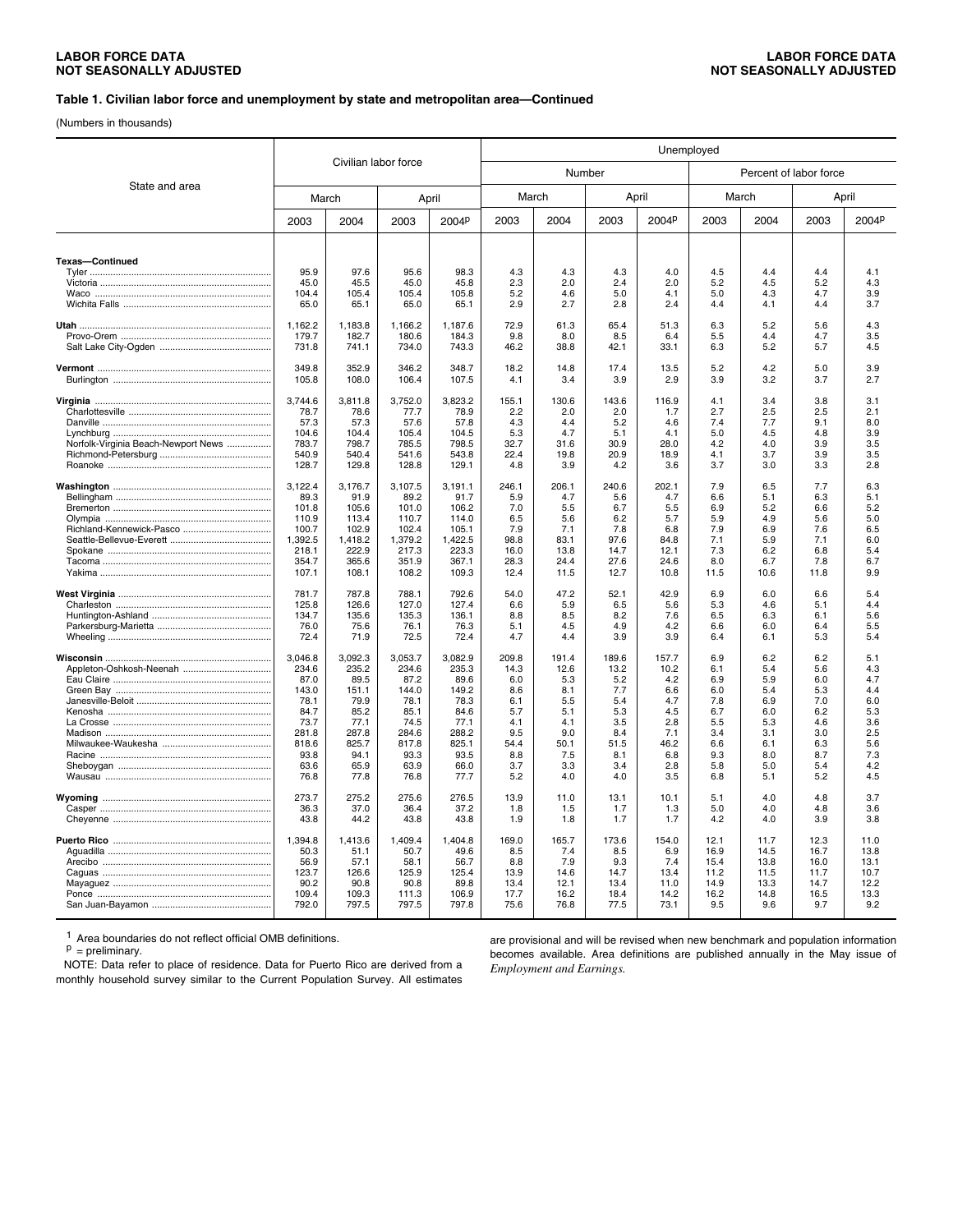**LABOR FORCE DATA**
**NOT SEASONALLY ADJUSTED**

### Table 1. Civilian labor force and unemployment by state and metropolitan area—Continued

(Numbers in thousands)

| State and area | Civilian labor force | | | | Unemployed | | | | | | | |
|---|---|---|---|---|---|---|---|---|---|---|---|---|
| | | | | | Number | | | | Percent of labor force | | | |
| | March | | April | | March | | April | | March | | April | |
| | 2003 | 2004 | 2003 | 2004p | 2003 | 2004 | 2003 | 2004p | 2003 | 2004 | 2003 | 2004p |
| **Texas—Continued** | | | | | | | | | | | | |
| Tyler | 95.9 | 97.6 | 95.6 | 98.3 | 4.3 | 4.3 | 4.3 | 4.0 | 4.5 | 4.4 | 4.4 | 4.1 |
| Victoria | 45.0 | 45.5 | 45.0 | 45.8 | 2.3 | 2.0 | 2.4 | 2.0 | 5.2 | 4.5 | 5.2 | 4.3 |
| Waco | 104.4 | 105.4 | 105.4 | 105.8 | 5.2 | 4.6 | 5.0 | 4.1 | 5.0 | 4.3 | 4.7 | 3.9 |
| Wichita Falls | 65.0 | 65.1 | 65.0 | 65.1 | 2.9 | 2.7 | 2.8 | 2.4 | 4.4 | 4.1 | 4.4 | 3.7 |
| **Utah** | 1,162.2 | 1,183.8 | 1,166.2 | 1,187.6 | 72.9 | 61.3 | 65.4 | 51.3 | 6.3 | 5.2 | 5.6 | 4.3 |
| Provo-Orem | 179.7 | 182.7 | 180.6 | 184.3 | 9.8 | 8.0 | 8.5 | 6.4 | 5.5 | 4.4 | 4.7 | 3.5 |
| Salt Lake City-Ogden | 731.8 | 741.1 | 734.0 | 743.3 | 46.2 | 38.8 | 42.1 | 33.1 | 6.3 | 5.2 | 5.7 | 4.5 |
| **Vermont** | 349.8 | 352.9 | 346.2 | 348.7 | 18.2 | 14.8 | 17.4 | 13.5 | 5.2 | 4.2 | 5.0 | 3.9 |
| Burlington | 105.8 | 108.0 | 106.4 | 107.5 | 4.1 | 3.4 | 3.9 | 2.9 | 3.9 | 3.2 | 3.7 | 2.7 |
| **Virginia** | 3,744.6 | 3,811.8 | 3,752.0 | 3,823.2 | 155.1 | 130.6 | 143.6 | 116.9 | 4.1 | 3.4 | 3.8 | 3.1 |
| Charlottesville | 78.7 | 78.6 | 77.7 | 78.9 | 2.2 | 2.0 | 2.0 | 1.7 | 2.7 | 2.5 | 2.5 | 2.1 |
| Danville | 57.3 | 57.3 | 57.6 | 57.8 | 4.3 | 4.4 | 5.2 | 4.6 | 7.4 | 7.7 | 9.1 | 8.0 |
| Lynchburg | 104.6 | 104.4 | 105.4 | 104.5 | 5.3 | 4.7 | 5.1 | 4.1 | 5.0 | 4.5 | 4.8 | 3.9 |
| Norfolk-Virginia Beach-Newport News | 783.7 | 798.7 | 785.5 | 798.5 | 32.7 | 31.6 | 30.9 | 28.0 | 4.2 | 4.0 | 3.9 | 3.5 |
| Richmond-Petersburg | 540.9 | 540.4 | 541.6 | 543.8 | 22.4 | 19.8 | 20.9 | 18.9 | 4.1 | 3.7 | 3.9 | 3.5 |
| Roanoke | 128.7 | 129.8 | 128.8 | 129.1 | 4.8 | 3.9 | 4.2 | 3.6 | 3.7 | 3.0 | 3.3 | 2.8 |
| **Washington** | 3,122.4 | 3,176.7 | 3,107.5 | 3,191.1 | 246.1 | 206.1 | 240.6 | 202.1 | 7.9 | 6.5 | 7.7 | 6.3 |
| Bellingham | 89.3 | 91.9 | 89.2 | 91.7 | 5.9 | 4.7 | 5.6 | 4.7 | 6.6 | 5.1 | 6.3 | 5.1 |
| Bremerton | 101.8 | 105.6 | 101.0 | 106.2 | 7.0 | 5.5 | 6.7 | 5.5 | 6.9 | 5.2 | 6.6 | 5.2 |
| Olympia | 110.9 | 113.4 | 110.7 | 114.0 | 6.5 | 5.6 | 6.2 | 5.7 | 5.9 | 4.9 | 5.6 | 5.0 |
| Richland-Kennewick-Pasco | 100.7 | 102.9 | 102.4 | 105.1 | 7.9 | 7.1 | 7.8 | 6.8 | 7.9 | 6.9 | 7.6 | 6.5 |
| Seattle-Bellevue-Everett | 1,392.5 | 1,418.2 | 1,379.2 | 1,422.5 | 98.8 | 83.1 | 97.6 | 84.8 | 7.1 | 5.9 | 7.1 | 6.0 |
| Spokane | 218.1 | 222.9 | 217.3 | 223.3 | 16.0 | 13.8 | 14.7 | 12.1 | 7.3 | 6.2 | 6.8 | 5.4 |
| Tacoma | 354.7 | 365.6 | 351.9 | 367.1 | 28.3 | 24.4 | 27.6 | 24.6 | 8.0 | 6.7 | 7.8 | 6.7 |
| Yakima | 107.1 | 108.1 | 108.2 | 109.3 | 12.4 | 11.5 | 12.7 | 10.8 | 11.5 | 10.6 | 11.8 | 9.9 |
| **West Virginia** | 781.7 | 787.8 | 788.1 | 792.6 | 54.0 | 47.2 | 52.1 | 42.9 | 6.9 | 6.0 | 6.6 | 5.4 |
| Charleston | 125.8 | 126.6 | 127.0 | 127.4 | 6.6 | 5.9 | 6.5 | 5.6 | 5.3 | 4.6 | 5.1 | 4.4 |
| Huntington-Ashland | 134.7 | 135.6 | 135.3 | 136.1 | 8.8 | 8.5 | 8.2 | 7.6 | 6.5 | 6.3 | 6.1 | 5.6 |
| Parkersburg-Marietta | 76.0 | 75.6 | 76.1 | 76.3 | 5.1 | 4.5 | 4.9 | 4.2 | 6.6 | 6.0 | 6.4 | 5.5 |
| Wheeling | 72.4 | 71.9 | 72.5 | 72.4 | 4.7 | 4.4 | 3.9 | 3.9 | 6.4 | 6.1 | 5.3 | 5.4 |
| **Wisconsin** | 3,046.8 | 3,092.3 | 3,053.7 | 3,082.9 | 209.8 | 191.4 | 189.6 | 157.7 | 6.9 | 6.2 | 6.2 | 5.1 |
| Appleton-Oshkosh-Neenah | 234.6 | 235.2 | 234.6 | 235.3 | 14.3 | 12.6 | 13.2 | 10.2 | 6.1 | 5.4 | 5.6 | 4.3 |
| Eau Claire | 87.0 | 89.5 | 87.2 | 89.6 | 6.0 | 5.3 | 5.2 | 4.2 | 6.9 | 5.9 | 6.0 | 4.7 |
| Green Bay | 143.0 | 151.1 | 144.0 | 149.2 | 8.6 | 8.1 | 7.7 | 6.6 | 6.0 | 5.4 | 5.3 | 4.4 |
| Janesville-Beloit | 78.1 | 79.9 | 78.1 | 78.3 | 6.1 | 5.5 | 5.4 | 4.7 | 7.8 | 6.9 | 7.0 | 6.0 |
| Kenosha | 84.7 | 85.2 | 85.1 | 84.6 | 5.7 | 5.1 | 5.3 | 4.5 | 6.7 | 6.0 | 6.2 | 5.3 |
| La Crosse | 73.7 | 77.1 | 74.5 | 77.1 | 4.1 | 4.1 | 3.5 | 2.8 | 5.5 | 5.3 | 4.6 | 3.6 |
| Madison | 281.8 | 287.8 | 284.6 | 288.2 | 9.5 | 9.0 | 8.4 | 7.1 | 3.4 | 3.1 | 3.0 | 2.5 |
| Milwaukee-Waukesha | 818.6 | 825.7 | 817.8 | 825.1 | 54.4 | 50.1 | 51.5 | 46.2 | 6.6 | 6.1 | 6.3 | 5.6 |
| Racine | 93.8 | 94.1 | 93.3 | 93.5 | 8.8 | 7.5 | 8.1 | 6.8 | 9.3 | 8.0 | 8.7 | 7.3 |
| Sheboygan | 63.6 | 65.9 | 63.9 | 66.0 | 3.7 | 3.3 | 3.4 | 2.8 | 5.8 | 5.0 | 5.4 | 4.2 |
| Wausau | 76.8 | 77.8 | 76.8 | 77.7 | 5.2 | 4.0 | 4.0 | 3.5 | 6.8 | 5.1 | 5.2 | 4.5 |
| **Wyoming** | 273.7 | 275.2 | 275.6 | 276.5 | 13.9 | 11.0 | 13.1 | 10.1 | 5.1 | 4.0 | 4.8 | 3.7 |
| Casper | 36.3 | 37.0 | 36.4 | 37.2 | 1.8 | 1.5 | 1.7 | 1.3 | 5.0 | 4.0 | 4.8 | 3.6 |
| Cheyenne | 43.8 | 44.2 | 43.8 | 43.8 | 1.9 | 1.8 | 1.7 | 1.7 | 4.2 | 4.0 | 3.9 | 3.8 |
| **Puerto Rico** | 1,394.8 | 1,413.6 | 1,409.4 | 1,404.8 | 169.0 | 165.7 | 173.6 | 154.0 | 12.1 | 11.7 | 12.3 | 11.0 |
| Aguadilla | 50.3 | 51.1 | 50.7 | 49.6 | 8.5 | 7.4 | 8.5 | 6.9 | 16.9 | 14.5 | 16.7 | 13.8 |
| Arecibo | 56.9 | 57.1 | 58.1 | 56.7 | 8.8 | 7.9 | 9.3 | 7.4 | 15.4 | 13.8 | 16.0 | 13.1 |
| Caguas | 123.7 | 126.6 | 125.9 | 125.4 | 13.9 | 14.6 | 14.7 | 13.4 | 11.2 | 11.5 | 11.7 | 10.7 |
| Mayaguez | 90.2 | 90.8 | 90.8 | 89.8 | 13.4 | 12.1 | 13.4 | 11.0 | 14.9 | 13.3 | 14.7 | 12.2 |
| Ponce | 109.4 | 109.3 | 111.3 | 106.9 | 17.7 | 16.2 | 18.4 | 14.2 | 16.2 | 14.8 | 16.5 | 13.3 |
| San Juan-Bayamon | 792.0 | 797.5 | 797.5 | 797.8 | 75.6 | 76.8 | 77.5 | 73.1 | 9.5 | 9.6 | 9.7 | 9.2 |

[1] Area boundaries do not reflect official OMB definitions.

p = preliminary.

NOTE: Data refer to place of residence. Data for Puerto Rico are derived from a monthly household survey similar to the Current Population Survey. All estimates are provisional and will be revised when new benchmark and population information becomes available. Area definitions are published annually in the May issue of *Employment and Earnings.*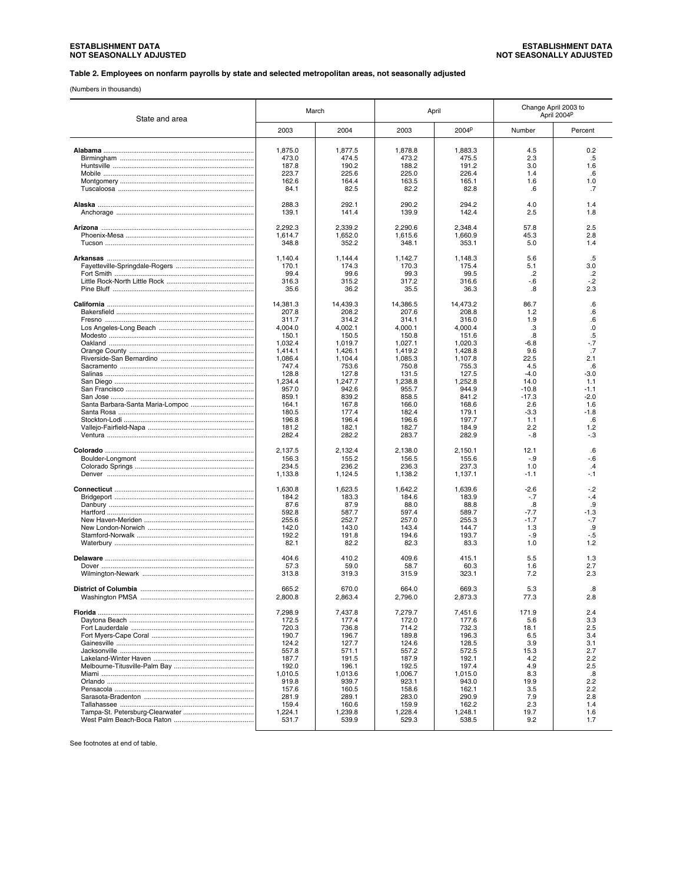**Table 2. Employees on nonfarm payrolls by state and selected metropolitan areas, not seasonally adjusted**

(Numbers in thousands)

| State and area | March | | April | | Change April 2003 to April 2004p | |
|---|---|---|---|---|---|---|
| | 2003 | 2004 | 2003 | 2004p | Number | Percent |
| **Alabama** | 1,875.0 | 1,877.5 | 1,878.8 | 1,883.3 | 4.5 | 0.2 |
| Birmingham | 473.0 | 474.5 | 473.2 | 475.5 | 2.3 | .5 |
| Huntsville | 187.8 | 190.2 | 188.2 | 191.2 | 3.0 | 1.6 |
| Mobile | 223.7 | 225.6 | 225.0 | 226.4 | 1.4 | .6 |
| Montgomery | 162.6 | 164.4 | 163.5 | 165.1 | 1.6 | 1.0 |
| Tuscaloosa | 84.1 | 82.5 | 82.2 | 82.8 | .6 | .7 |
| **Alaska** | 288.3 | 292.1 | 290.2 | 294.2 | 4.0 | 1.4 |
| Anchorage | 139.1 | 141.4 | 139.9 | 142.4 | 2.5 | 1.8 |
| **Arizona** | 2,292.3 | 2,339.2 | 2,290.6 | 2,348.4 | 57.8 | 2.5 |
| Phoenix-Mesa | 1,614.7 | 1,652.0 | 1,615.6 | 1,660.9 | 45.3 | 2.8 |
| Tucson | 348.8 | 352.2 | 348.1 | 353.1 | 5.0 | 1.4 |
| **Arkansas** | 1,140.4 | 1,144.4 | 1,142.7 | 1,148.3 | 5.6 | .5 |
| Fayetteville-Springdale-Rogers | 170.1 | 174.3 | 170.3 | 175.4 | 5.1 | 3.0 |
| Fort Smith | 99.4 | 99.6 | 99.3 | 99.5 | .2 | .2 |
| Little Rock-North Little Rock | 316.3 | 315.2 | 317.2 | 316.6 | -.6 | -.2 |
| Pine Bluff | 35.6 | 36.2 | 35.5 | 36.3 | .8 | 2.3 |
| **California** | 14,381.3 | 14,439.3 | 14,386.5 | 14,473.2 | 86.7 | .6 |
| Bakersfield | 207.8 | 208.2 | 207.6 | 208.8 | 1.2 | .6 |
| Fresno | 311.7 | 314.2 | 314.1 | 316.0 | 1.9 | .6 |
| Los Angeles-Long Beach | 4,004.0 | 4,002.1 | 4,000.1 | 4,000.4 | .3 | .0 |
| Modesto | 150.1 | 150.5 | 150.8 | 151.6 | .8 | .5 |
| Oakland | 1,032.4 | 1,019.7 | 1,027.1 | 1,020.3 | -6.8 | -.7 |
| Orange County | 1,414.1 | 1,426.1 | 1,419.2 | 1,428.8 | 9.6 | .7 |
| Riverside-San Bernardino | 1,086.4 | 1,104.4 | 1,085.3 | 1,107.8 | 22.5 | 2.1 |
| Sacramento | 747.4 | 753.6 | 750.8 | 755.3 | 4.5 | .6 |
| Salinas | 128.8 | 127.8 | 131.5 | 127.5 | -4.0 | -3.0 |
| San Diego | 1,234.4 | 1,247.7 | 1,238.8 | 1,252.8 | 14.0 | 1.1 |
| San Francisco | 957.0 | 942.6 | 955.7 | 944.9 | -10.8 | -1.1 |
| San Jose | 859.1 | 839.2 | 858.5 | 841.2 | -17.3 | -2.0 |
| Santa Barbara-Santa Maria-Lompoc | 164.1 | 167.8 | 166.0 | 168.6 | 2.6 | 1.6 |
| Santa Rosa | 180.5 | 177.4 | 182.4 | 179.1 | -3.3 | -1.8 |
| Stockton-Lodi | 196.8 | 196.4 | 196.6 | 197.7 | 1.1 | .6 |
| Vallejo-Fairfield-Napa | 181.2 | 182.1 | 182.7 | 184.9 | 2.2 | 1.2 |
| Ventura | 282.4 | 282.2 | 283.7 | 282.9 | -.8 | -.3 |
| **Colorado** | 2,137.5 | 2,132.4 | 2,138.0 | 2,150.1 | 12.1 | .6 |
| Boulder-Longmont | 156.3 | 155.2 | 156.5 | 155.6 | -.9 | -.6 |
| Colorado Springs | 234.5 | 236.2 | 236.3 | 237.3 | 1.0 | .4 |
| Denver | 1,133.8 | 1,124.5 | 1,138.2 | 1,137.1 | -1.1 | -.1 |
| **Connecticut** | 1,630.8 | 1,623.5 | 1,642.2 | 1,639.6 | -2.6 | -.2 |
| Bridgeport | 184.2 | 183.3 | 184.6 | 183.9 | -.7 | -.4 |
| Danbury | 87.6 | 87.9 | 88.0 | 88.8 | .8 | .9 |
| Hartford | 592.8 | 587.7 | 597.4 | 589.7 | -7.7 | -1.3 |
| New Haven-Meriden | 255.6 | 252.7 | 257.0 | 255.3 | -1.7 | -.7 |
| New London-Norwich | 142.0 | 143.0 | 143.4 | 144.7 | 1.3 | .9 |
| Stamford-Norwalk | 192.2 | 191.8 | 194.6 | 193.7 | -.9 | -.5 |
| Waterbury | 82.1 | 82.2 | 82.3 | 83.3 | 1.0 | 1.2 |
| **Delaware** | 404.6 | 410.2 | 409.6 | 415.1 | 5.5 | 1.3 |
| Dover | 57.3 | 59.0 | 58.7 | 60.3 | 1.6 | 2.7 |
| Wilmington-Newark | 313.8 | 319.3 | 315.9 | 323.1 | 7.2 | 2.3 |
| **District of Columbia** | 665.2 | 670.0 | 664.0 | 669.3 | 5.3 | .8 |
| Washington PMSA | 2,800.8 | 2,863.4 | 2,796.0 | 2,873.3 | 77.3 | 2.8 |
| **Florida** | 7,298.9 | 7,437.8 | 7,279.7 | 7,451.6 | 171.9 | 2.4 |
| Daytona Beach | 172.5 | 177.4 | 172.0 | 177.6 | 5.6 | 3.3 |
| Fort Lauderdale | 720.3 | 736.8 | 714.2 | 732.3 | 18.1 | 2.5 |
| Fort Myers-Cape Coral | 190.7 | 196.7 | 189.8 | 196.3 | 6.5 | 3.4 |
| Gainesville | 124.2 | 127.7 | 124.6 | 128.5 | 3.9 | 3.1 |
| Jacksonville | 557.8 | 571.1 | 557.2 | 572.5 | 15.3 | 2.7 |
| Lakeland-Winter Haven | 187.7 | 191.5 | 187.9 | 192.1 | 4.2 | 2.2 |
| Melbourne-Titusville-Palm Bay | 192.0 | 196.1 | 192.5 | 197.4 | 4.9 | 2.5 |
| Miami | 1,010.5 | 1,013.6 | 1,006.7 | 1,015.0 | 8.3 | .8 |
| Orlando | 919.8 | 939.7 | 923.1 | 943.0 | 19.9 | 2.2 |
| Pensacola | 157.6 | 160.5 | 158.6 | 162.1 | 3.5 | 2.2 |
| Sarasota-Bradenton | 281.9 | 289.1 | 283.0 | 290.9 | 7.9 | 2.8 |
| Tallahassee | 159.4 | 160.6 | 159.9 | 162.2 | 2.3 | 1.4 |
| Tampa-St. Petersburg-Clearwater | 1,224.1 | 1,239.8 | 1,228.4 | 1,248.1 | 19.7 | 1.6 |
| West Palm Beach-Boca Raton | 531.7 | 539.9 | 529.3 | 538.5 | 9.2 | 1.7 |

See footnotes at end of table.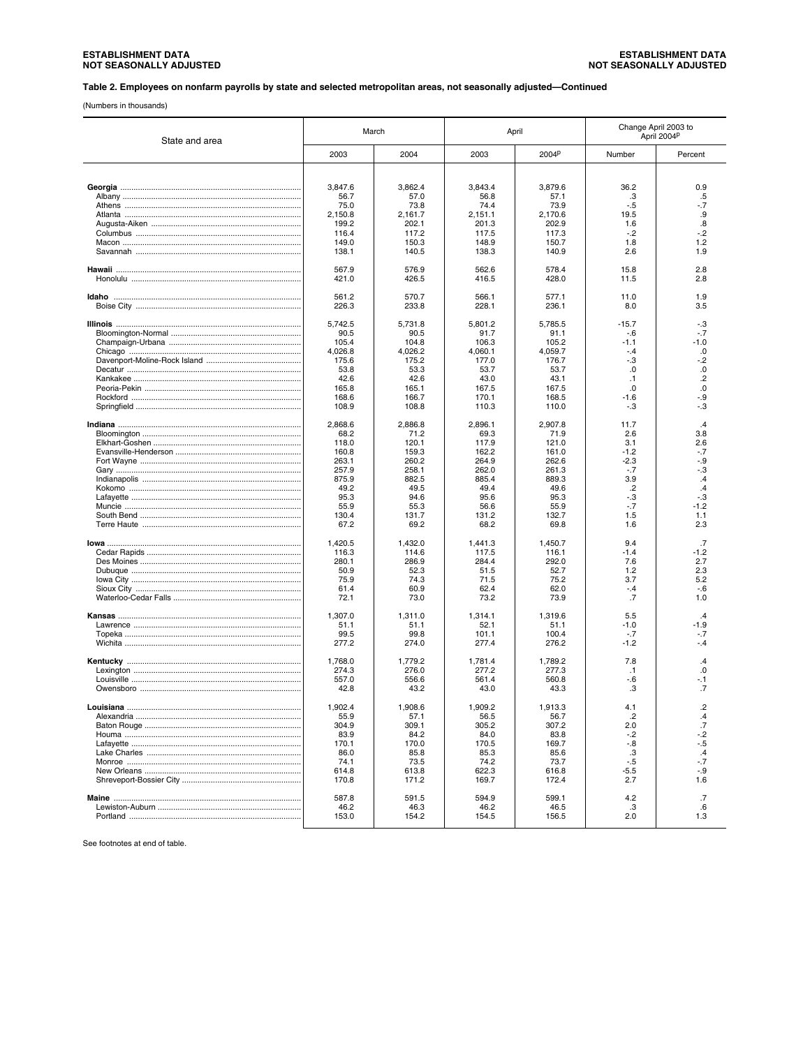**ESTABLISHMENT DATA**
**NOT SEASONALLY ADJUSTED**

### Table 2. Employees on nonfarm payrolls by state and selected metropolitan areas, not seasonally adjusted—Continued

(Numbers in thousands)

| State and area | March | | April | | Change April 2003 to April 2004p | |
|---|---|---|---|---|---|---|
| | 2003 | 2004 | 2003 | 2004p | Number | Percent |
| **Georgia** | 3,847.6 | 3,862.4 | 3,843.4 | 3,879.6 | 36.2 | 0.9 |
| Albany | 56.7 | 57.0 | 56.8 | 57.1 | .3 | .5 |
| Athens | 75.0 | 73.8 | 74.4 | 73.9 | -.5 | -.7 |
| Atlanta | 2,150.8 | 2,161.7 | 2,151.1 | 2,170.6 | 19.5 | .9 |
| Augusta-Aiken | 199.2 | 202.1 | 201.3 | 202.9 | 1.6 | .8 |
| Columbus | 116.4 | 117.2 | 117.5 | 117.3 | -.2 | -.2 |
| Macon | 149.0 | 150.3 | 148.9 | 150.7 | 1.8 | 1.2 |
| Savannah | 138.1 | 140.5 | 138.3 | 140.9 | 2.6 | 1.9 |
| **Hawaii** | 567.9 | 576.9 | 562.6 | 578.4 | 15.8 | 2.8 |
| Honolulu | 421.0 | 426.5 | 416.5 | 428.0 | 11.5 | 2.8 |
| **Idaho** | 561.2 | 570.7 | 566.1 | 577.1 | 11.0 | 1.9 |
| Boise City | 226.3 | 233.8 | 228.1 | 236.1 | 8.0 | 3.5 |
| **Illinois** | 5,742.5 | 5,731.8 | 5,801.2 | 5,785.5 | -15.7 | -.3 |
| Bloomington-Normal | 90.5 | 90.5 | 91.7 | 91.1 | -.6 | -.7 |
| Champaign-Urbana | 105.4 | 104.8 | 106.3 | 105.2 | -1.1 | -1.0 |
| Chicago | 4,026.8 | 4,026.2 | 4,060.1 | 4,059.7 | -.4 | .0 |
| Davenport-Moline-Rock Island | 175.6 | 175.2 | 177.0 | 176.7 | -.3 | -.2 |
| Decatur | 53.8 | 53.3 | 53.7 | 53.7 | .0 | .0 |
| Kankakee | 42.6 | 42.6 | 43.0 | 43.1 | .1 | .2 |
| Peoria-Pekin | 165.8 | 165.1 | 167.5 | 167.5 | .0 | .0 |
| Rockford | 168.6 | 166.7 | 170.1 | 168.5 | -1.6 | -.9 |
| Springfield | 108.9 | 108.8 | 110.3 | 110.0 | -.3 | -.3 |
| **Indiana** | 2,868.6 | 2,886.8 | 2,896.1 | 2,907.8 | 11.7 | .4 |
| Bloomington | 68.2 | 71.2 | 69.3 | 71.9 | 2.6 | 3.8 |
| Elkhart-Goshen | 118.0 | 120.1 | 117.9 | 121.0 | 3.1 | 2.6 |
| Evansville-Henderson | 160.8 | 159.3 | 162.2 | 161.0 | -1.2 | -.7 |
| Fort Wayne | 263.1 | 260.2 | 264.9 | 262.6 | -2.3 | -.9 |
| Gary | 257.9 | 258.1 | 262.0 | 261.3 | -.7 | -.3 |
| Indianapolis | 875.9 | 882.5 | 885.4 | 889.3 | 3.9 | .4 |
| Kokomo | 49.2 | 49.5 | 49.4 | 49.6 | .2 | .4 |
| Lafayette | 95.3 | 94.6 | 95.6 | 95.3 | -.3 | -.3 |
| Muncie | 55.9 | 55.3 | 56.6 | 55.9 | -.7 | -1.2 |
| South Bend | 130.4 | 131.7 | 131.2 | 132.7 | 1.5 | 1.1 |
| Terre Haute | 67.2 | 69.2 | 68.2 | 69.8 | 1.6 | 2.3 |
| **Iowa** | 1,420.5 | 1,432.0 | 1,441.3 | 1,450.7 | 9.4 | .7 |
| Cedar Rapids | 116.3 | 114.6 | 117.5 | 116.1 | -1.4 | -1.2 |
| Des Moines | 280.1 | 286.9 | 284.4 | 292.0 | 7.6 | 2.7 |
| Dubuque | 50.9 | 52.3 | 51.5 | 52.7 | 1.2 | 2.3 |
| Iowa City | 75.9 | 74.3 | 71.5 | 75.2 | 3.7 | 5.2 |
| Sioux City | 61.4 | 60.9 | 62.4 | 62.0 | -.4 | -.6 |
| Waterloo-Cedar Falls | 72.1 | 73.0 | 73.2 | 73.9 | .7 | 1.0 |
| **Kansas** | 1,307.0 | 1,311.0 | 1,314.1 | 1,319.6 | 5.5 | .4 |
| Lawrence | 51.1 | 51.1 | 52.1 | 51.1 | -1.0 | -1.9 |
| Topeka | 99.5 | 99.8 | 101.1 | 100.4 | -.7 | -.7 |
| Wichita | 277.2 | 274.0 | 277.4 | 276.2 | -1.2 | -.4 |
| **Kentucky** | 1,768.0 | 1,779.2 | 1,781.4 | 1,789.2 | 7.8 | .4 |
| Lexington | 274.3 | 276.0 | 277.2 | 277.3 | .1 | .0 |
| Louisville | 557.0 | 556.6 | 561.4 | 560.8 | -.6 | -.1 |
| Owensboro | 42.8 | 43.2 | 43.0 | 43.3 | .3 | .7 |
| **Louisiana** | 1,902.4 | 1,908.6 | 1,909.2 | 1,913.3 | 4.1 | .2 |
| Alexandria | 55.9 | 57.1 | 56.5 | 56.7 | .2 | .4 |
| Baton Rouge | 304.9 | 309.1 | 305.2 | 307.2 | 2.0 | .7 |
| Houma | 83.9 | 84.2 | 84.0 | 83.8 | -.2 | -.2 |
| Lafayette | 170.1 | 170.0 | 170.5 | 169.7 | -.8 | -.5 |
| Lake Charles | 86.0 | 85.8 | 85.3 | 85.6 | .3 | .4 |
| Monroe | 74.1 | 73.5 | 74.2 | 73.7 | -.5 | -.7 |
| New Orleans | 614.8 | 613.8 | 622.3 | 616.8 | -5.5 | -.9 |
| Shreveport-Bossier City | 170.8 | 171.2 | 169.7 | 172.4 | 2.7 | 1.6 |
| **Maine** | 587.8 | 591.5 | 594.9 | 599.1 | 4.2 | .7 |
| Lewiston-Auburn | 46.2 | 46.3 | 46.2 | 46.5 | .3 | .6 |
| Portland | 153.0 | 154.2 | 154.5 | 156.5 | 2.0 | 1.3 |

See footnotes at end of table.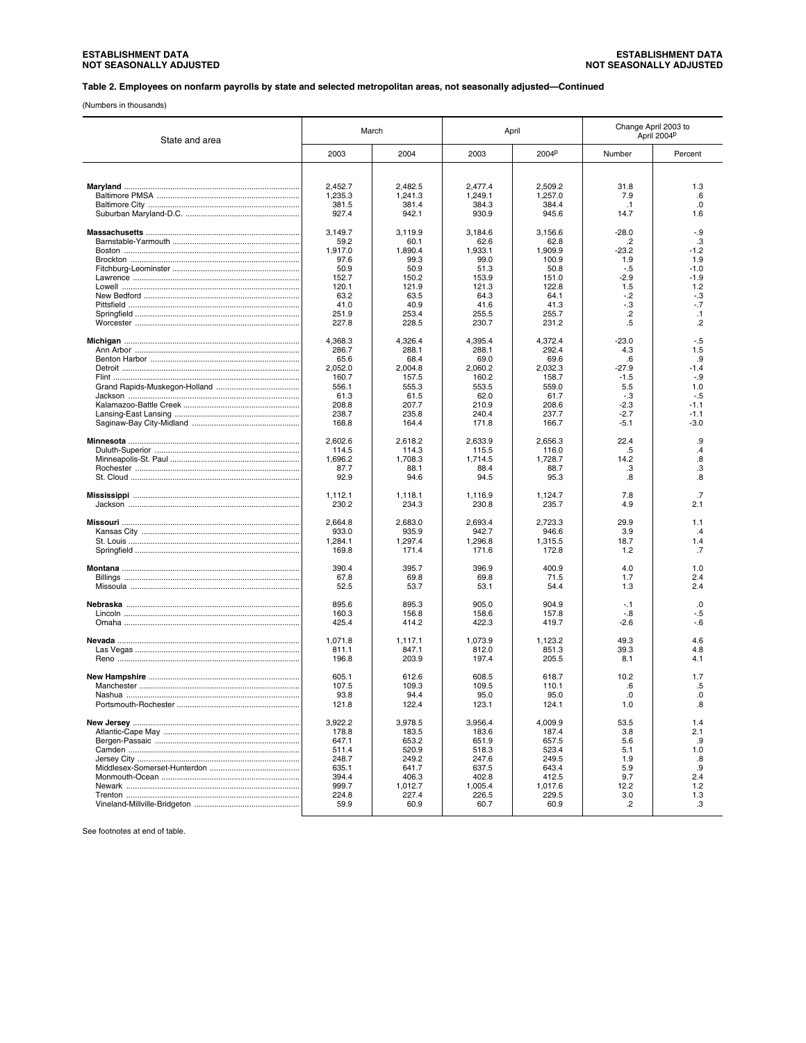Table 2. Employees on nonfarm payrolls by state and selected metropolitan areas, not seasonally adjusted—Continued

(Numbers in thousands)

| State and area | March | | April | | Change April 2003 to April 2004p | |
|---|---|---|---|---|---|---|
| | 2003 | 2004 | 2003 | 2004p | Number | Percent |
| **Maryland** | 2,452.7 | 2,482.5 | 2,477.4 | 2,509.2 | 31.8 | 1.3 |
| Baltimore PMSA | 1,235.3 | 1,241.3 | 1,249.1 | 1,257.0 | 7.9 | .6 |
| Baltimore City | 381.5 | 381.4 | 384.3 | 384.4 | .1 | .0 |
| Suburban Maryland-D.C. | 927.4 | 942.1 | 930.9 | 945.6 | 14.7 | 1.6 |
| **Massachusetts** | 3,149.7 | 3,119.9 | 3,184.6 | 3,156.6 | -28.0 | -.9 |
| Barnstable-Yarmouth | 59.2 | 60.1 | 62.6 | 62.8 | .2 | .3 |
| Boston | 1,917.0 | 1,890.4 | 1,933.1 | 1,909.9 | -23.2 | -1.2 |
| Brockton | 97.6 | 99.3 | 99.0 | 100.9 | 1.9 | 1.9 |
| Fitchburg-Leominster | 50.9 | 50.9 | 51.3 | 50.8 | -.5 | -1.0 |
| Lawrence | 152.7 | 150.2 | 153.9 | 151.0 | -2.9 | -1.9 |
| Lowell | 120.1 | 121.9 | 121.3 | 122.8 | 1.5 | 1.2 |
| New Bedford | 63.2 | 63.5 | 64.3 | 64.1 | -.2 | -.3 |
| Pittsfield | 41.0 | 40.9 | 41.6 | 41.3 | -.3 | -.7 |
| Springfield | 251.9 | 253.4 | 255.5 | 255.7 | .2 | .1 |
| Worcester | 227.8 | 228.5 | 230.7 | 231.2 | .5 | .2 |
| **Michigan** | 4,368.3 | 4,326.4 | 4,395.4 | 4,372.4 | -23.0 | -.5 |
| Ann Arbor | 286.7 | 288.1 | 288.1 | 292.4 | 4.3 | 1.5 |
| Benton Harbor | 65.6 | 68.4 | 69.0 | 69.6 | .6 | .9 |
| Detroit | 2,052.0 | 2,004.8 | 2,060.2 | 2,032.3 | -27.9 | -1.4 |
| Flint | 160.7 | 157.5 | 160.2 | 158.7 | -1.5 | -.9 |
| Grand Rapids-Muskegon-Holland | 556.1 | 555.3 | 553.5 | 559.0 | 5.5 | 1.0 |
| Jackson | 61.3 | 61.5 | 62.0 | 61.7 | -.3 | -.5 |
| Kalamazoo-Battle Creek | 208.8 | 207.7 | 210.9 | 208.6 | -2.3 | -1.1 |
| Lansing-East Lansing | 238.7 | 235.8 | 240.4 | 237.7 | -2.7 | -1.1 |
| Saginaw-Bay City-Midland | 168.8 | 164.4 | 171.8 | 166.7 | -5.1 | -3.0 |
| **Minnesota** | 2,602.6 | 2,618.2 | 2,633.9 | 2,656.3 | 22.4 | .9 |
| Duluth-Superior | 114.5 | 114.3 | 115.5 | 116.0 | .5 | .4 |
| Minneapolis-St. Paul | 1,696.2 | 1,708.3 | 1,714.5 | 1,728.7 | 14.2 | .8 |
| Rochester | 87.7 | 88.1 | 88.4 | 88.7 | .3 | .3 |
| St. Cloud | 92.9 | 94.6 | 94.5 | 95.3 | .8 | .8 |
| **Mississippi** | 1,112.1 | 1,118.1 | 1,116.9 | 1,124.7 | 7.8 | .7 |
| Jackson | 230.2 | 234.3 | 230.8 | 235.7 | 4.9 | 2.1 |
| **Missouri** | 2,664.8 | 2,683.0 | 2,693.4 | 2,723.3 | 29.9 | 1.1 |
| Kansas City | 933.0 | 935.9 | 942.7 | 946.6 | 3.9 | .4 |
| St. Louis | 1,284.1 | 1,297.4 | 1,296.8 | 1,315.5 | 18.7 | 1.4 |
| Springfield | 169.8 | 171.4 | 171.6 | 172.8 | 1.2 | .7 |
| **Montana** | 390.4 | 395.7 | 396.9 | 400.9 | 4.0 | 1.0 |
| Billings | 67.8 | 69.8 | 69.8 | 71.5 | 1.7 | 2.4 |
| Missoula | 52.5 | 53.7 | 53.1 | 54.4 | 1.3 | 2.4 |
| **Nebraska** | 895.6 | 895.3 | 905.0 | 904.9 | -.1 | .0 |
| Lincoln | 160.3 | 156.8 | 158.6 | 157.8 | -.8 | -.5 |
| Omaha | 425.4 | 414.2 | 422.3 | 419.7 | -2.6 | -.6 |
| **Nevada** | 1,071.8 | 1,117.1 | 1,073.9 | 1,123.2 | 49.3 | 4.6 |
| Las Vegas | 811.1 | 847.1 | 812.0 | 851.3 | 39.3 | 4.8 |
| Reno | 196.8 | 203.9 | 197.4 | 205.5 | 8.1 | 4.1 |
| **New Hampshire** | 605.1 | 612.6 | 608.5 | 618.7 | 10.2 | 1.7 |
| Manchester | 107.5 | 109.3 | 109.5 | 110.1 | .6 | .5 |
| Nashua | 93.8 | 94.4 | 95.0 | 95.0 | .0 | .0 |
| Portsmouth-Rochester | 121.8 | 122.4 | 123.1 | 124.1 | 1.0 | .8 |
| **New Jersey** | 3,922.2 | 3,978.5 | 3,956.4 | 4,009.9 | 53.5 | 1.4 |
| Atlantic-Cape May | 178.8 | 183.5 | 183.6 | 187.4 | 3.8 | 2.1 |
| Bergen-Passaic | 647.1 | 653.2 | 651.9 | 657.5 | 5.6 | .9 |
| Camden | 511.4 | 520.9 | 518.3 | 523.4 | 5.1 | 1.0 |
| Jersey City | 248.7 | 249.2 | 247.6 | 249.5 | 1.9 | .8 |
| Middlesex-Somerset-Hunterdon | 635.1 | 641.7 | 637.5 | 643.4 | 5.9 | .9 |
| Monmouth-Ocean | 394.4 | 406.3 | 402.8 | 412.5 | 9.7 | 2.4 |
| Newark | 999.7 | 1,012.7 | 1,005.4 | 1,017.6 | 12.2 | 1.2 |
| Trenton | 224.8 | 227.4 | 226.5 | 229.5 | 3.0 | 1.3 |
| Vineland-Millville-Bridgeton | 59.9 | 60.9 | 60.7 | 60.9 | .2 | .3 |

See footnotes at end of table.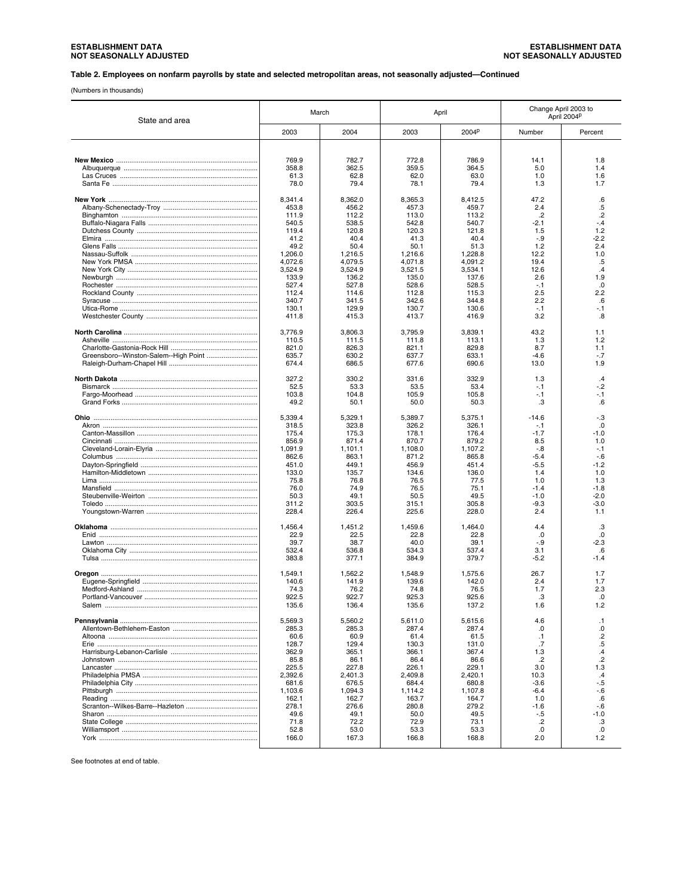**ESTABLISHMENT DATA**
**NOT SEASONALLY ADJUSTED**

**Table 2. Employees on nonfarm payrolls by state and selected metropolitan areas, not seasonally adjusted—Continued**

(Numbers in thousands)

| State and area | March | | April | | Change April 2003 to April 2004P | |
|---|---|---|---|---|---|---|
| | 2003 | 2004 | 2003 | 2004P | Number | Percent |
| **New Mexico** | 769.9 | 782.7 | 772.8 | 786.9 | 14.1 | 1.8 |
| Albuquerque | 358.8 | 362.5 | 359.5 | 364.5 | 5.0 | 1.4 |
| Las Cruces | 61.3 | 62.8 | 62.0 | 63.0 | 1.0 | 1.6 |
| Santa Fe | 78.0 | 79.4 | 78.1 | 79.4 | 1.3 | 1.7 |
| **New York** | 8,341.4 | 8,362.0 | 8,365.3 | 8,412.5 | 47.2 | .6 |
| Albany-Schenectady-Troy | 453.8 | 456.2 | 457.3 | 459.7 | 2.4 | .5 |
| Binghamton | 111.9 | 112.2 | 113.0 | 113.2 | .2 | .2 |
| Buffalo-Niagara Falls | 540.5 | 538.5 | 542.8 | 540.7 | -2.1 | -.4 |
| Dutchess County | 119.4 | 120.8 | 120.3 | 121.8 | 1.5 | 1.2 |
| Elmira | 41.2 | 40.4 | 41.3 | 40.4 | -.9 | -2.2 |
| Glens Falls | 49.2 | 50.4 | 50.1 | 51.3 | 1.2 | 2.4 |
| Nassau-Suffolk | 1,206.0 | 1,216.5 | 1,216.6 | 1,228.8 | 12.2 | 1.0 |
| New York PMSA | 4,072.6 | 4,079.5 | 4,071.8 | 4,091.2 | 19.4 | .5 |
| New York City | 3,524.9 | 3,524.9 | 3,521.5 | 3,534.1 | 12.6 | .4 |
| Newburgh | 133.9 | 136.2 | 135.0 | 137.6 | 2.6 | 1.9 |
| Rochester | 527.4 | 527.8 | 528.6 | 528.5 | -.1 | .0 |
| Rockland County | 112.4 | 114.6 | 112.8 | 115.3 | 2.5 | 2.2 |
| Syracuse | 340.7 | 341.5 | 342.6 | 344.8 | 2.2 | .6 |
| Utica-Rome | 130.1 | 129.9 | 130.7 | 130.6 | -.1 | -.1 |
| Westchester County | 411.8 | 415.3 | 413.7 | 416.9 | 3.2 | .8 |
| **North Carolina** | 3,776.9 | 3,806.3 | 3,795.9 | 3,839.1 | 43.2 | 1.1 |
| Asheville | 110.5 | 111.5 | 111.8 | 113.1 | 1.3 | 1.2 |
| Charlotte-Gastonia-Rock Hill | 821.0 | 826.3 | 821.1 | 829.8 | 8.7 | 1.1 |
| Greensboro--Winston-Salem--High Point | 635.7 | 630.2 | 637.7 | 633.1 | -4.6 | -.7 |
| Raleigh-Durham-Chapel Hill | 674.4 | 686.5 | 677.6 | 690.6 | 13.0 | 1.9 |
| **North Dakota** | 327.2 | 330.2 | 331.6 | 332.9 | 1.3 | .4 |
| Bismarck | 52.5 | 53.3 | 53.5 | 53.4 | -.1 | -.2 |
| Fargo-Moorhead | 103.8 | 104.8 | 105.9 | 105.8 | -.1 | -.1 |
| Grand Forks | 49.2 | 50.1 | 50.0 | 50.3 | .3 | .6 |
| **Ohio** | 5,339.4 | 5,329.1 | 5,389.7 | 5,375.1 | -14.6 | -.3 |
| Akron | 318.5 | 323.8 | 326.2 | 326.1 | -.1 | .0 |
| Canton-Massillon | 175.4 | 175.3 | 178.1 | 176.4 | -1.7 | -1.0 |
| Cincinnati | 856.9 | 871.4 | 870.7 | 879.2 | 8.5 | 1.0 |
| Cleveland-Lorain-Elyria | 1,091.9 | 1,101.1 | 1,108.0 | 1,107.2 | -.8 | -.1 |
| Columbus | 862.6 | 863.1 | 871.2 | 865.8 | -5.4 | -.6 |
| Dayton-Springfield | 451.0 | 449.1 | 456.9 | 451.4 | -5.5 | -1.2 |
| Hamilton-Middletown | 133.0 | 135.7 | 134.6 | 136.0 | 1.4 | 1.0 |
| Lima | 75.8 | 76.8 | 76.5 | 77.5 | 1.0 | 1.3 |
| Mansfield | 76.0 | 74.9 | 76.5 | 75.1 | -1.4 | -1.8 |
| Steubenville-Weirton | 50.3 | 49.1 | 50.5 | 49.5 | -1.0 | -2.0 |
| Toledo | 311.2 | 303.5 | 315.1 | 305.8 | -9.3 | -3.0 |
| Youngstown-Warren | 228.4 | 226.4 | 225.6 | 228.0 | 2.4 | 1.1 |
| **Oklahoma** | 1,456.4 | 1,451.2 | 1,459.6 | 1,464.0 | 4.4 | .3 |
| Enid | 22.9 | 22.5 | 22.8 | 22.8 | .0 | .0 |
| Lawton | 39.7 | 38.7 | 40.0 | 39.1 | -.9 | -2.3 |
| Oklahoma City | 532.4 | 536.8 | 534.3 | 537.4 | 3.1 | .6 |
| Tulsa | 383.8 | 377.1 | 384.9 | 379.7 | -5.2 | -1.4 |
| **Oregon** | 1,549.1 | 1,562.2 | 1,548.9 | 1,575.6 | 26.7 | 1.7 |
| Eugene-Springfield | 140.6 | 141.9 | 139.6 | 142.0 | 2.4 | 1.7 |
| Medford-Ashland | 74.3 | 76.2 | 74.8 | 76.5 | 1.7 | 2.3 |
| Portland-Vancouver | 922.5 | 922.7 | 925.3 | 925.6 | .3 | .0 |
| Salem | 135.6 | 136.4 | 135.6 | 137.2 | 1.6 | 1.2 |
| **Pennsylvania** | 5,569.3 | 5,560.2 | 5,611.0 | 5,615.6 | 4.6 | .1 |
| Allentown-Bethlehem-Easton | 285.3 | 285.3 | 287.4 | 287.4 | .0 | .0 |
| Altoona | 60.6 | 60.9 | 61.4 | 61.5 | .1 | .2 |
| Erie | 128.7 | 129.4 | 130.3 | 131.0 | .7 | .5 |
| Harrisburg-Lebanon-Carlisle | 362.9 | 365.1 | 366.1 | 367.4 | 1.3 | .4 |
| Johnstown | 85.8 | 86.1 | 86.4 | 86.6 | .2 | .2 |
| Lancaster | 225.5 | 227.8 | 226.1 | 229.1 | 3.0 | 1.3 |
| Philadelphia PMSA | 2,392.6 | 2,401.3 | 2,409.8 | 2,420.1 | 10.3 | .4 |
| Philadelphia City | 681.6 | 676.5 | 684.4 | 680.8 | -3.6 | -.5 |
| Pittsburgh | 1,103.6 | 1,094.3 | 1,114.2 | 1,107.8 | -6.4 | -.6 |
| Reading | 162.1 | 162.7 | 163.7 | 164.7 | 1.0 | .6 |
| Scranton--Wilkes-Barre--Hazleton | 278.1 | 276.6 | 280.8 | 279.2 | -1.6 | -.6 |
| Sharon | 49.6 | 49.1 | 50.0 | 49.5 | -.5 | -1.0 |
| State College | 71.8 | 72.2 | 72.9 | 73.1 | .2 | .3 |
| Williamsport | 52.8 | 53.0 | 53.3 | 53.3 | .0 | .0 |
| York | 166.0 | 167.3 | 166.8 | 168.8 | 2.0 | 1.2 |

See footnotes at end of table.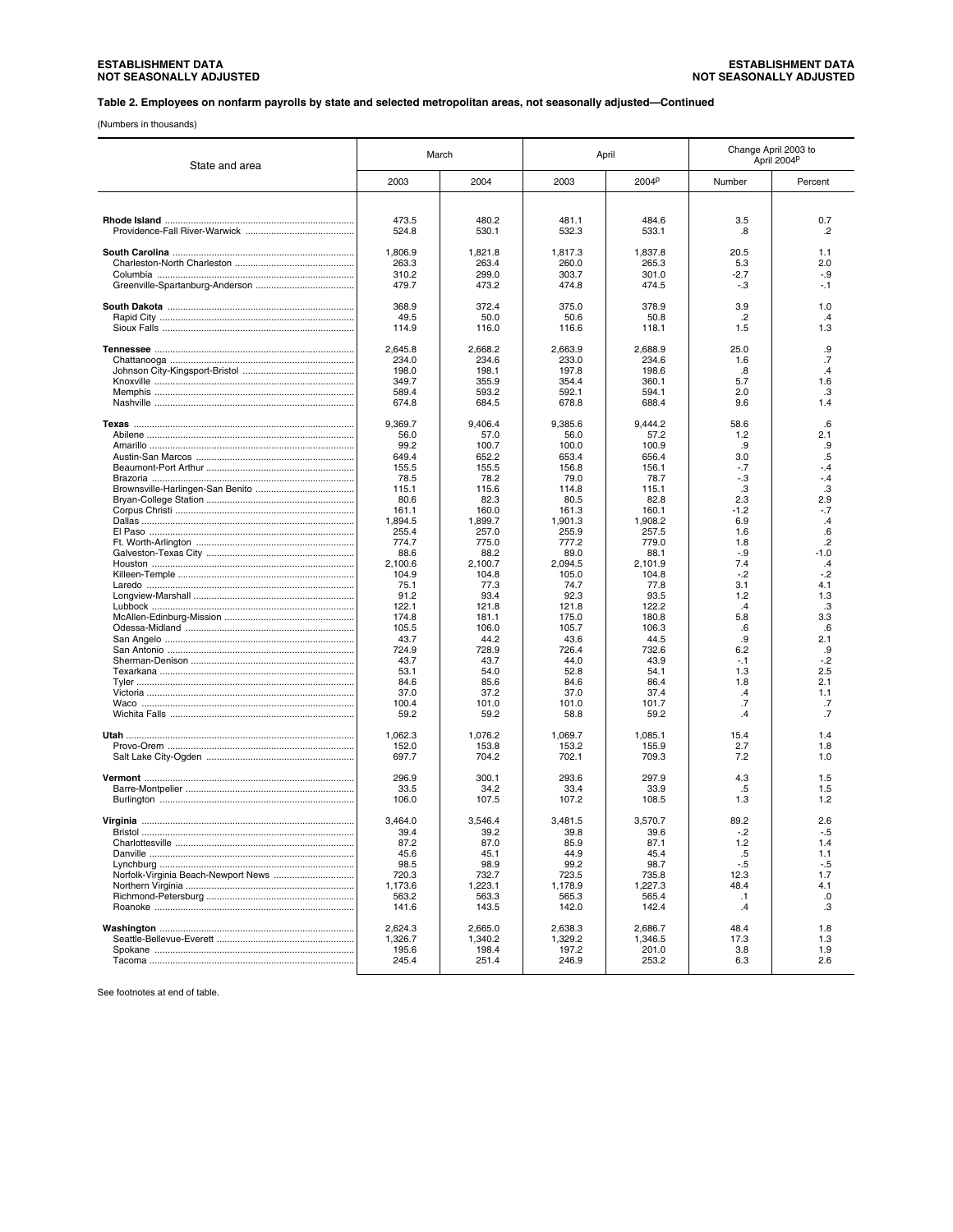**ESTABLISHMENT DATA NOT SEASONALLY ADJUSTED**

### Table 2. Employees on nonfarm payrolls by state and selected metropolitan areas, not seasonally adjusted—Continued

(Numbers in thousands)

| State and area | March | | April | | Change April 2003 to April 2004P | |
|---|---|---|---|---|---|---|
| | 2003 | 2004 | 2003 | 2004P | Number | Percent |
| **Rhode Island** | 473.5 | 480.2 | 481.1 | 484.6 | 3.5 | 0.7 |
| Providence-Fall River-Warwick | 524.8 | 530.1 | 532.3 | 533.1 | .8 | .2 |
| **South Carolina** | 1,806.9 | 1,821.8 | 1,817.3 | 1,837.8 | 20.5 | 1.1 |
| Charleston-North Charleston | 263.3 | 263.4 | 260.0 | 265.3 | 5.3 | 2.0 |
| Columbia | 310.2 | 299.0 | 303.7 | 301.0 | -2.7 | -.9 |
| Greenville-Spartanburg-Anderson | 479.7 | 473.2 | 474.8 | 474.5 | -.3 | -.1 |
| **South Dakota** | 368.9 | 372.4 | 375.0 | 378.9 | 3.9 | 1.0 |
| Rapid City | 49.5 | 50.0 | 50.6 | 50.8 | .2 | .4 |
| Sioux Falls | 114.9 | 116.0 | 116.6 | 118.1 | 1.5 | 1.3 |
| **Tennessee** | 2,645.8 | 2,668.2 | 2,663.9 | 2,688.9 | 25.0 | .9 |
| Chattanooga | 234.0 | 234.6 | 233.0 | 234.6 | 1.6 | .7 |
| Johnson City-Kingsport-Bristol | 198.0 | 198.1 | 197.8 | 198.6 | .8 | .4 |
| Knoxville | 349.7 | 355.9 | 354.4 | 360.1 | 5.7 | 1.6 |
| Memphis | 589.4 | 593.2 | 592.1 | 594.1 | 2.0 | .3 |
| Nashville | 674.8 | 684.5 | 678.8 | 688.4 | 9.6 | 1.4 |
| **Texas** | 9,369.7 | 9,406.4 | 9,385.6 | 9,444.2 | 58.6 | .6 |
| Abilene | 56.0 | 57.0 | 56.0 | 57.2 | 1.2 | 2.1 |
| Amarillo | 99.2 | 100.7 | 100.0 | 100.9 | .9 | .9 |
| Austin-San Marcos | 649.4 | 652.2 | 653.4 | 656.4 | 3.0 | .5 |
| Beaumont-Port Arthur | 155.5 | 155.5 | 156.8 | 156.1 | -.7 | -.4 |
| Brazoria | 78.5 | 78.2 | 79.0 | 78.7 | -.3 | -.4 |
| Brownsville-Harlingen-San Benito | 115.1 | 115.6 | 114.8 | 115.1 | .3 | .3 |
| Bryan-College Station | 80.6 | 82.3 | 80.5 | 82.8 | 2.3 | 2.9 |
| Corpus Christi | 161.1 | 160.0 | 161.3 | 160.1 | -1.2 | -.7 |
| Dallas | 1,894.5 | 1,899.7 | 1,901.3 | 1,908.2 | 6.9 | .4 |
| El Paso | 255.4 | 257.0 | 255.9 | 257.5 | 1.6 | .6 |
| Ft. Worth-Arlington | 774.7 | 775.0 | 777.2 | 779.0 | 1.8 | .2 |
| Galveston-Texas City | 88.6 | 88.2 | 89.0 | 88.1 | -.9 | -1.0 |
| Houston | 2,100.6 | 2,100.7 | 2,094.5 | 2,101.9 | 7.4 | .4 |
| Killeen-Temple | 104.9 | 104.8 | 105.0 | 104.8 | -.2 | -.2 |
| Laredo | 75.1 | 77.3 | 74.7 | 77.8 | 3.1 | 4.1 |
| Longview-Marshall | 91.2 | 93.4 | 92.3 | 93.5 | 1.2 | 1.3 |
| Lubbock | 122.1 | 121.8 | 121.8 | 122.2 | .4 | .3 |
| McAllen-Edinburg-Mission | 174.8 | 181.1 | 175.0 | 180.8 | 5.8 | 3.3 |
| Odessa-Midland | 105.5 | 106.0 | 105.7 | 106.3 | .6 | .6 |
| San Angelo | 43.7 | 44.2 | 43.6 | 44.5 | .9 | 2.1 |
| San Antonio | 724.9 | 728.9 | 726.4 | 732.6 | 6.2 | .9 |
| Sherman-Denison | 43.7 | 43.7 | 44.0 | 43.9 | -.1 | -.2 |
| Texarkana | 53.1 | 54.0 | 52.8 | 54.1 | 1.3 | 2.5 |
| Tyler | 84.6 | 85.6 | 84.6 | 86.4 | 1.8 | 2.1 |
| Victoria | 37.0 | 37.2 | 37.0 | 37.4 | .4 | 1.1 |
| Waco | 100.4 | 101.0 | 101.0 | 101.7 | .7 | .7 |
| Wichita Falls | 59.2 | 59.2 | 58.8 | 59.2 | .4 | .7 |
| **Utah** | 1,062.3 | 1,076.2 | 1,069.7 | 1,085.1 | 15.4 | 1.4 |
| Provo-Orem | 152.0 | 153.8 | 153.2 | 155.9 | 2.7 | 1.8 |
| Salt Lake City-Ogden | 697.7 | 704.2 | 702.1 | 709.3 | 7.2 | 1.0 |
| **Vermont** | 296.9 | 300.1 | 293.6 | 297.9 | 4.3 | 1.5 |
| Barre-Montpelier | 33.5 | 34.2 | 33.4 | 33.9 | .5 | 1.5 |
| Burlington | 106.0 | 107.5 | 107.2 | 108.5 | 1.3 | 1.2 |
| **Virginia** | 3,464.0 | 3,546.4 | 3,481.5 | 3,570.7 | 89.2 | 2.6 |
| Bristol | 39.4 | 39.2 | 39.8 | 39.6 | -.2 | -.5 |
| Charlottesville | 87.2 | 87.0 | 85.9 | 87.1 | 1.2 | 1.4 |
| Danville | 45.6 | 45.1 | 44.9 | 45.4 | .5 | 1.1 |
| Lynchburg | 98.5 | 98.9 | 99.2 | 98.7 | -.5 | -.5 |
| Norfolk-Virginia Beach-Newport News | 720.3 | 732.7 | 723.5 | 735.8 | 12.3 | 1.7 |
| Northern Virginia | 1,173.6 | 1,223.1 | 1,178.9 | 1,227.3 | 48.4 | 4.1 |
| Richmond-Petersburg | 563.2 | 563.3 | 565.3 | 565.4 | .1 | .0 |
| Roanoke | 141.6 | 143.5 | 142.0 | 142.4 | .4 | .3 |
| **Washington** | 2,624.3 | 2,665.0 | 2,638.3 | 2,686.7 | 48.4 | 1.8 |
| Seattle-Bellevue-Everett | 1,326.7 | 1,340.2 | 1,329.2 | 1,346.5 | 17.3 | 1.3 |
| Spokane | 195.6 | 198.4 | 197.2 | 201.0 | 3.8 | 1.9 |
| Tacoma | 245.4 | 251.4 | 246.9 | 253.2 | 6.3 | 2.6 |

See footnotes at end of table.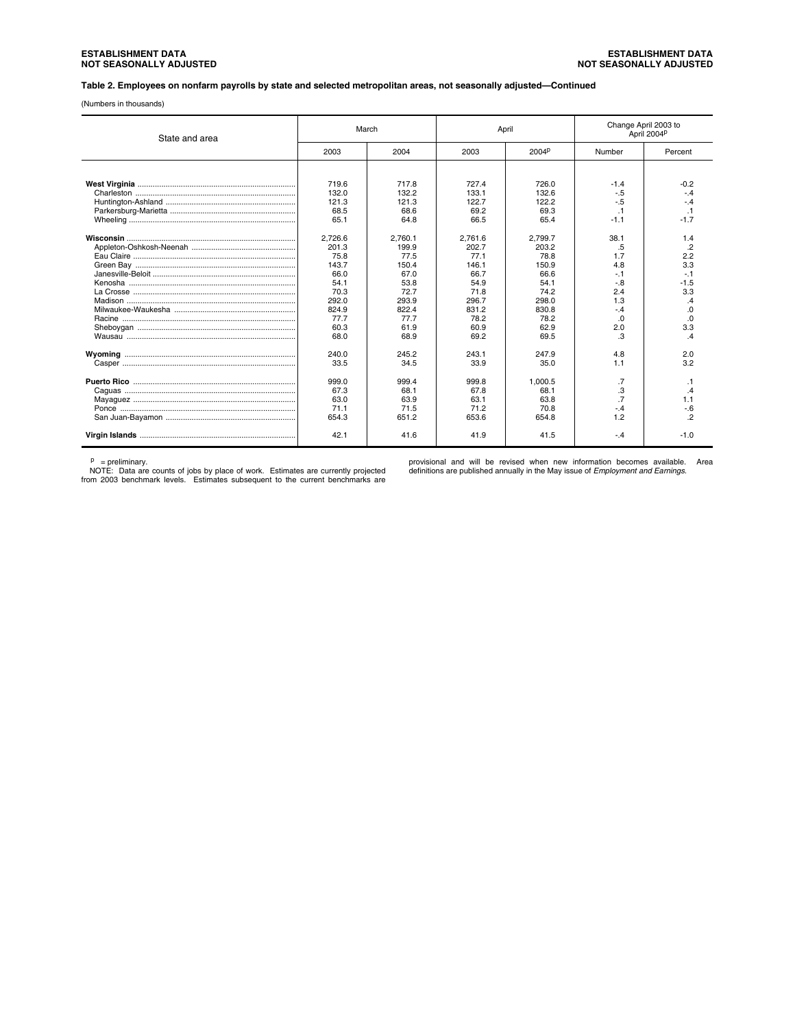**Table 2. Employees on nonfarm payrolls by state and selected metropolitan areas, not seasonally adjusted—Continued**

(Numbers in thousands)

| State and area | March | | April | | Change April 2003 to April 2004p | |
|---|---|---|---|---|---|---|
| | 2003 | 2004 | 2003 | 2004p | Number | Percent |
| **West Virginia** | 719.6 | 717.8 | 727.4 | 726.0 | -1.4 | -0.2 |
| Charleston | 132.0 | 132.2 | 133.1 | 132.6 | -.5 | -.4 |
| Huntington-Ashland | 121.3 | 121.3 | 122.7 | 122.2 | -.5 | -.4 |
| Parkersburg-Marietta | 68.5 | 68.6 | 69.2 | 69.3 | .1 | .1 |
| Wheeling | 65.1 | 64.8 | 66.5 | 65.4 | -1.1 | -1.7 |
| **Wisconsin** | 2,726.6 | 2,760.1 | 2,761.6 | 2,799.7 | 38.1 | 1.4 |
| Appleton-Oshkosh-Neenah | 201.3 | 199.9 | 202.7 | 203.2 | .5 | .2 |
| Eau Claire | 75.8 | 77.5 | 77.1 | 78.8 | 1.7 | 2.2 |
| Green Bay | 143.7 | 150.4 | 146.1 | 150.9 | 4.8 | 3.3 |
| Janesville-Beloit | 66.0 | 67.0 | 66.7 | 66.6 | -.1 | -.1 |
| Kenosha | 54.1 | 53.8 | 54.9 | 54.1 | -.8 | -1.5 |
| La Crosse | 70.3 | 72.7 | 71.8 | 74.2 | 2.4 | 3.3 |
| Madison | 292.0 | 293.9 | 296.7 | 298.0 | 1.3 | .4 |
| Milwaukee-Waukesha | 824.9 | 822.4 | 831.2 | 830.8 | -.4 | .0 |
| Racine | 77.7 | 77.7 | 78.2 | 78.2 | .0 | .0 |
| Sheboygan | 60.3 | 61.9 | 60.9 | 62.9 | 2.0 | 3.3 |
| Wausau | 68.0 | 68.9 | 69.2 | 69.5 | .3 | .4 |
| **Wyoming** | 240.0 | 245.2 | 243.1 | 247.9 | 4.8 | 2.0 |
| Casper | 33.5 | 34.5 | 33.9 | 35.0 | 1.1 | 3.2 |
| **Puerto Rico** | 999.0 | 999.4 | 999.8 | 1,000.5 | .7 | .1 |
| Caguas | 67.3 | 68.1 | 67.8 | 68.1 | .3 | .4 |
| Mayaguez | 63.0 | 63.9 | 63.1 | 63.8 | .7 | 1.1 |
| Ponce | 71.1 | 71.5 | 71.2 | 70.8 | -.4 | -.6 |
| San Juan-Bayamon | 654.3 | 651.2 | 653.6 | 654.8 | 1.2 | .2 |
| **Virgin Islands** | 42.1 | 41.6 | 41.9 | 41.5 | -.4 | -1.0 |

p = preliminary.

NOTE: Data are counts of jobs by place of work. Estimates are currently projected from 2003 benchmark levels. Estimates subsequent to the current benchmarks are provisional and will be revised when new information becomes available. Area definitions are published annually in the May issue of *Employment and Earnings*.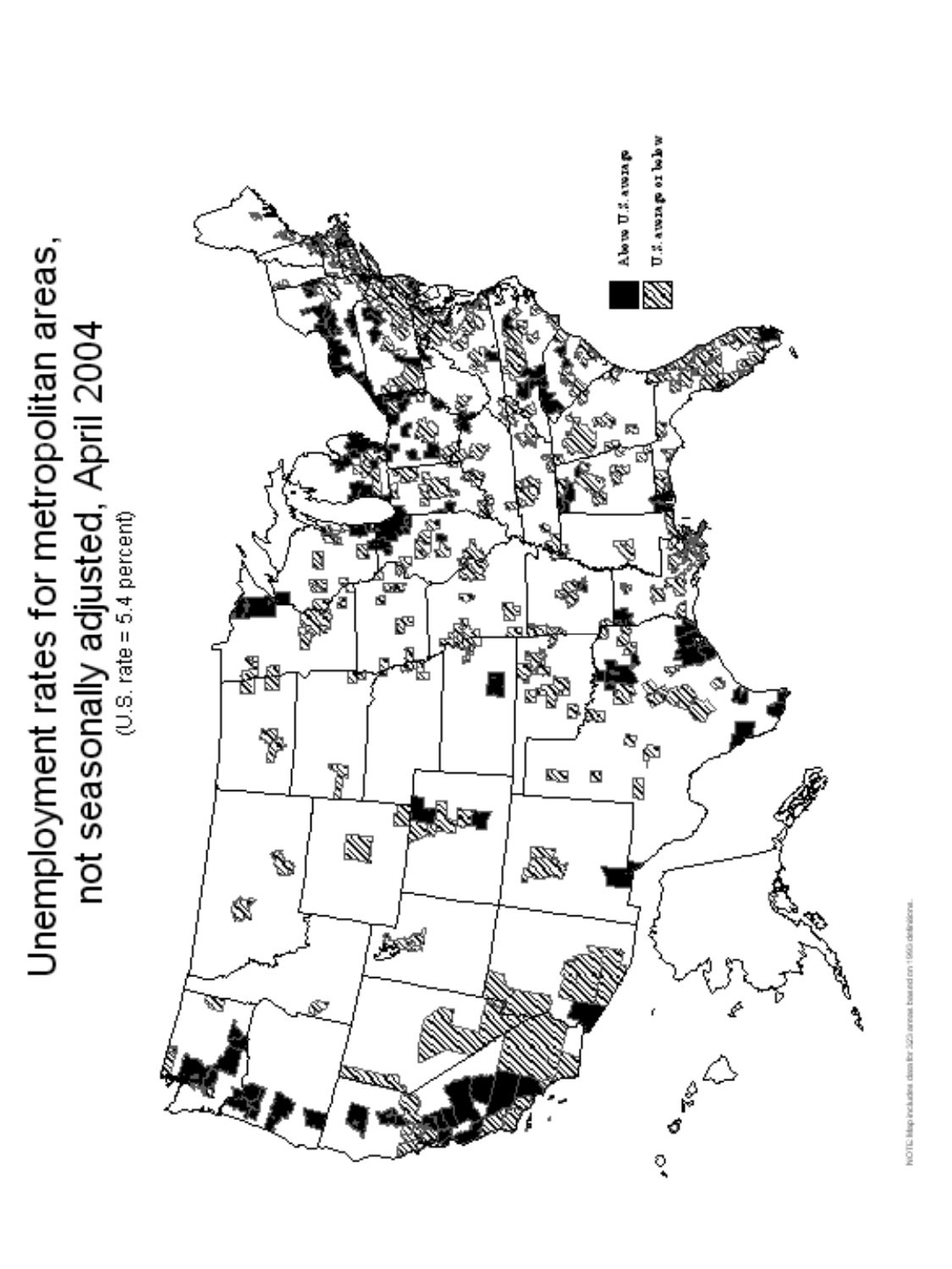# Unemployment rates for metropolitan areas, not seasonally adjusted, April 2004

(U.S. rate = 5.4 percent)

Above U.S. average

U.S. average or below

NOTE: Map includes data for 323 areas based on 1990 definitions.